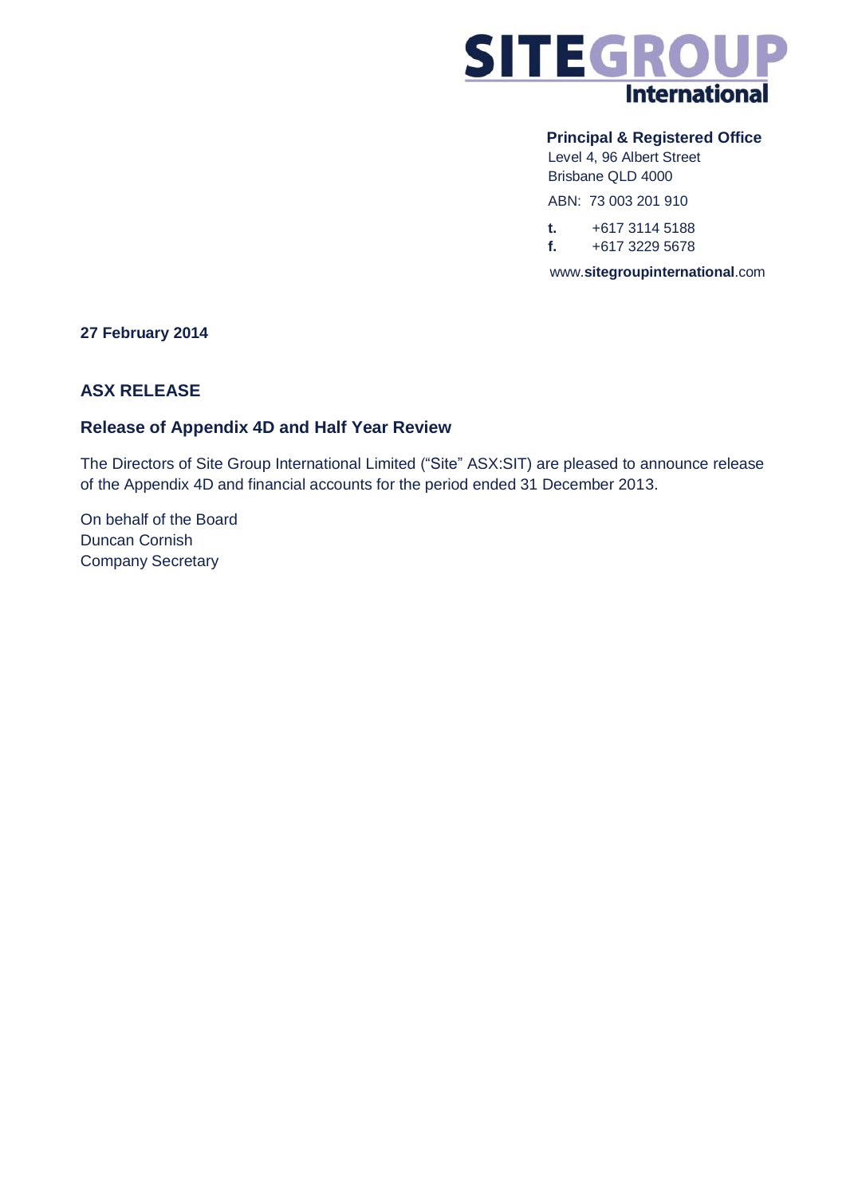**SITEGROUP International**

**Principal & Registered Office**
Level 4, 96 Albert Street
Brisbane QLD 4000

ABN: 73 003 201 910

**t.** +617 3114 5188
**f.** +617 3229 5678

www.**sitegroupinternational**.com

**27 February 2014**

## ASX RELEASE

### Release of Appendix 4D and Half Year Review

The Directors of Site Group International Limited ("Site" ASX:SIT) are pleased to announce release of the Appendix 4D and financial accounts for the period ended 31 December 2013.

On behalf of the Board
Duncan Cornish
Company Secretary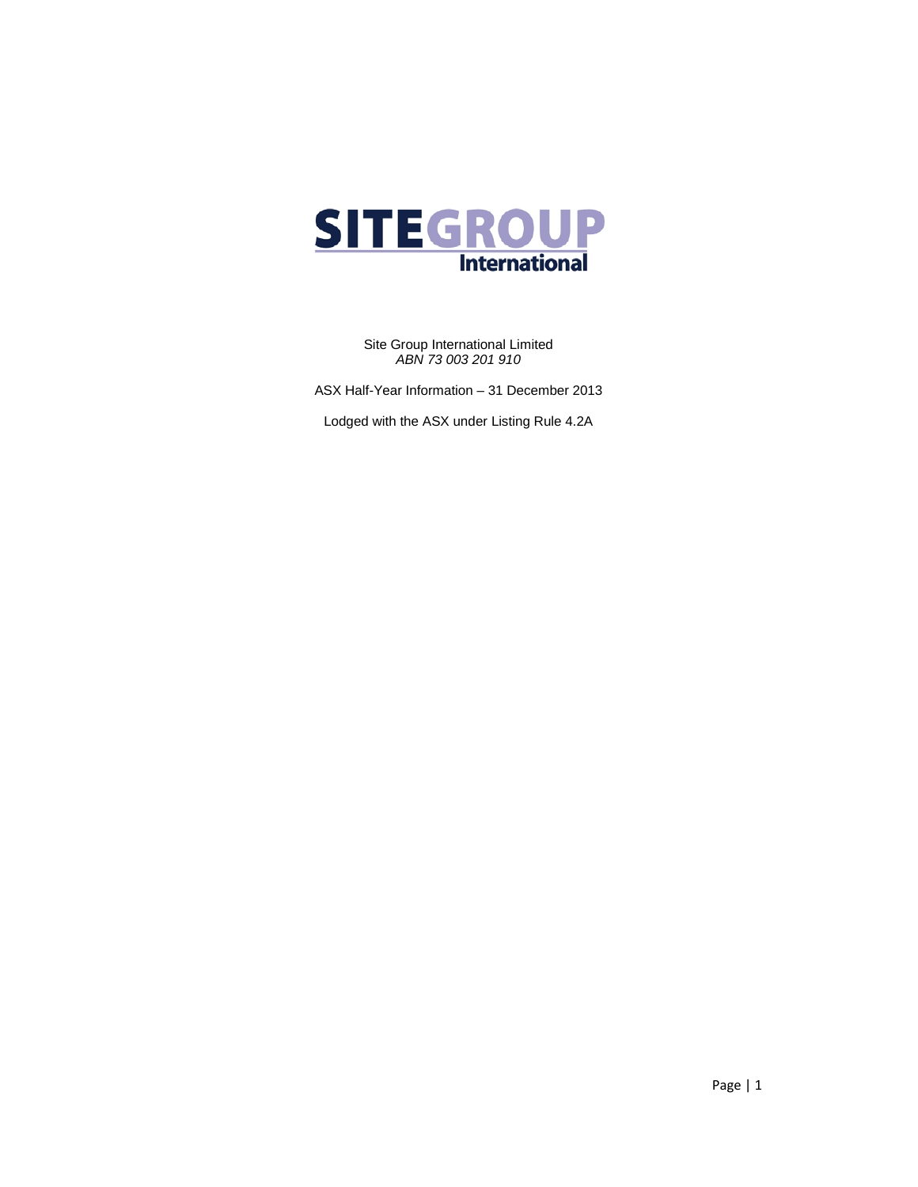SITEGROUP International

Site Group International Limited
*ABN 73 003 201 910*

ASX Half-Year Information – 31 December 2013

Lodged with the ASX under Listing Rule 4.2A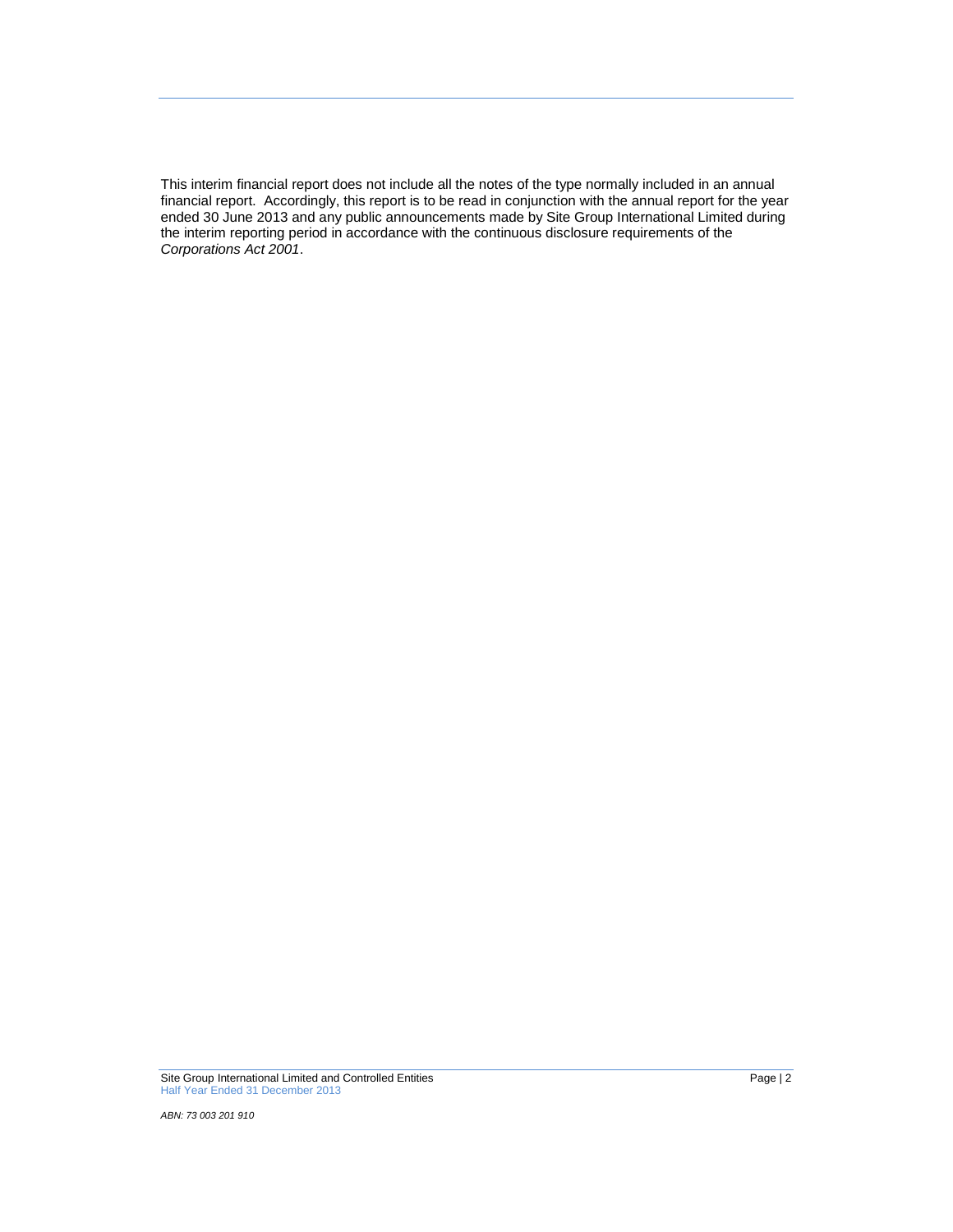This interim financial report does not include all the notes of the type normally included in an annual financial report. Accordingly, this report is to be read in conjunction with the annual report for the year ended 30 June 2013 and any public announcements made by Site Group International Limited during the interim reporting period in accordance with the continuous disclosure requirements of the *Corporations Act 2001*.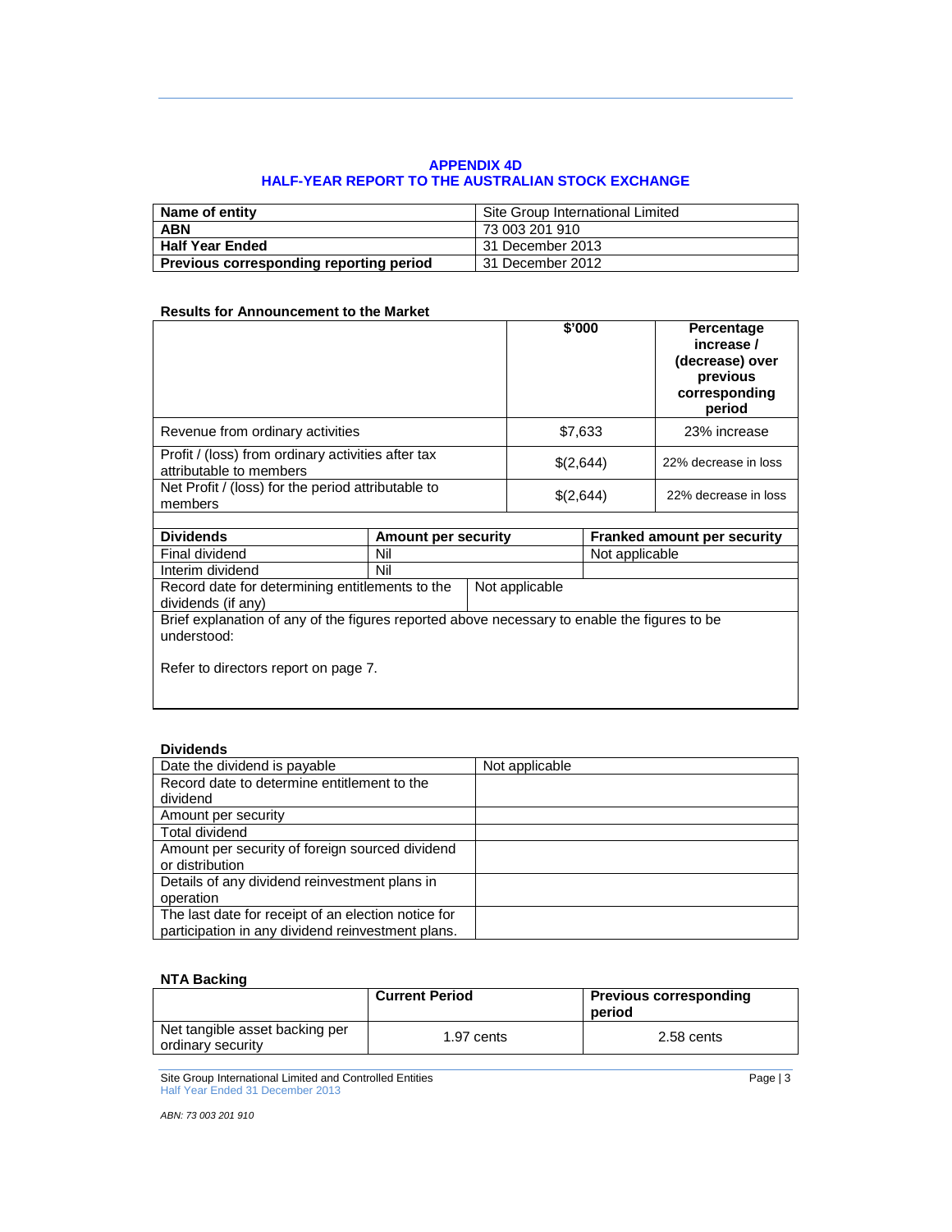# APPENDIX 4D
## HALF-YEAR REPORT TO THE AUSTRALIAN STOCK EXCHANGE

| | |
|---|---|
| **Name of entity** | Site Group International Limited |
| **ABN** | 73 003 201 910 |
| **Half Year Ended** | 31 December 2013 |
| **Previous corresponding reporting period** | 31 December 2012 |

**Results for Announcement to the Market**

| | **$'000** | **Percentage increase / (decrease) over previous corresponding period** |
|---|---|---|
| Revenue from ordinary activities | $7,633 | 23% increase |
| Profit / (loss) from ordinary activities after tax attributable to members | $(2,644) | 22% decrease in loss |
| Net Profit / (loss) for the period attributable to members | $(2,644) | 22% decrease in loss |

| **Dividends** | **Amount per security** | **Franked amount per security** |
|---|---|---|
| Final dividend | Nil | Not applicable |
| Interim dividend | Nil | |
| Record date for determining entitlements to the dividends (if any) | Not applicable | |

Brief explanation of any of the figures reported above necessary to enable the figures to be understood:

Refer to directors report on page 7.

**Dividends**

| | |
|---|---|
| Date the dividend is payable | Not applicable |
| Record date to determine entitlement to the dividend | |
| Amount per security | |
| Total dividend | |
| Amount per security of foreign sourced dividend or distribution | |
| Details of any dividend reinvestment plans in operation | |
| The last date for receipt of an election notice for participation in any dividend reinvestment plans. | |

**NTA Backing**

| | **Current Period** | **Previous corresponding period** |
|---|---|---|
| Net tangible asset backing per ordinary security | 1.97 cents | 2.58 cents |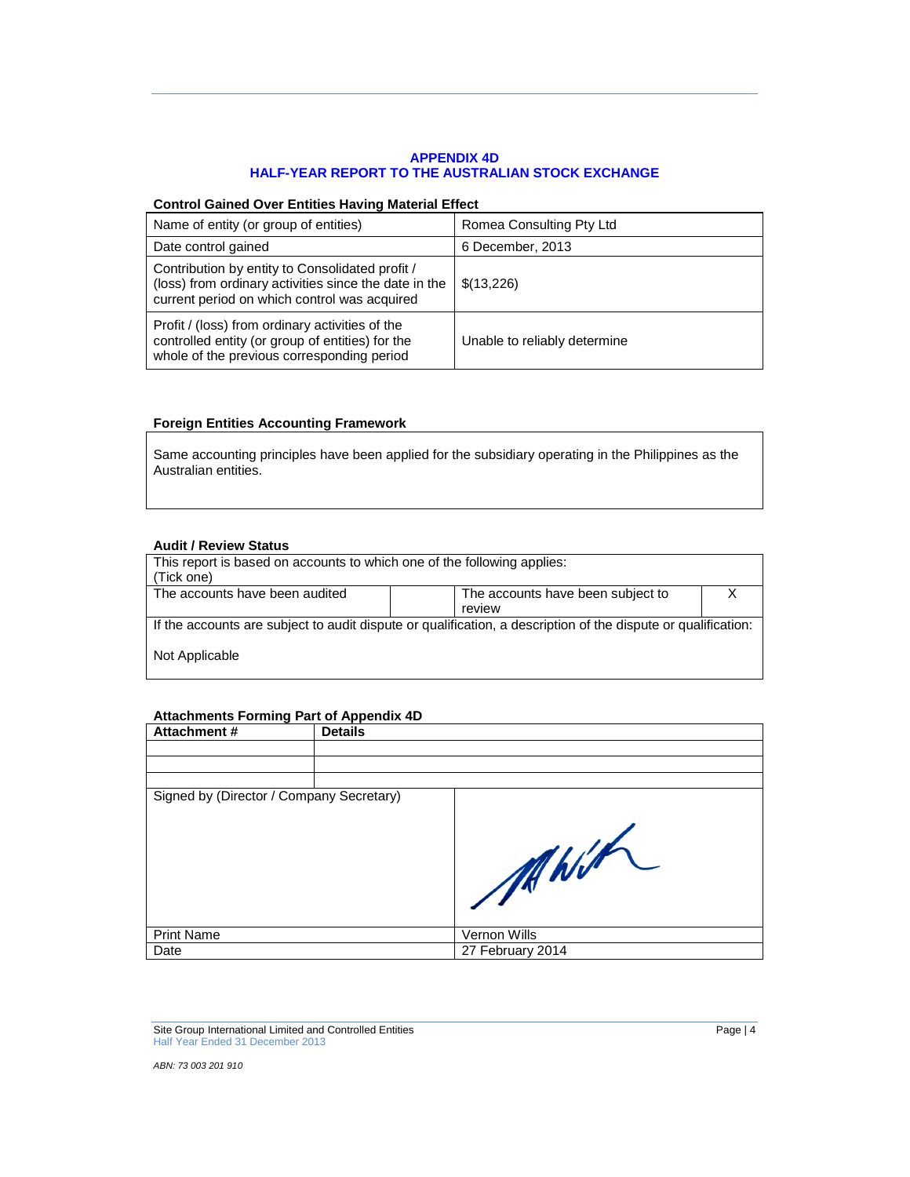**APPENDIX 4D**
**HALF-YEAR REPORT TO THE AUSTRALIAN STOCK EXCHANGE**

**Control Gained Over Entities Having Material Effect**

| Name of entity (or group of entities) | Romea Consulting Pty Ltd |
|---|---|
| Date control gained | 6 December, 2013 |
| Contribution by entity to Consolidated profit / (loss) from ordinary activities since the date in the current period on which control was acquired | $(13,226) |
| Profit / (loss) from ordinary activities of the controlled entity (or group of entities) for the whole of the previous corresponding period | Unable to reliably determine |

**Foreign Entities Accounting Framework**

Same accounting principles have been applied for the subsidiary operating in the Philippines as the Australian entities.

**Audit / Review Status**

| This report is based on accounts to which one of the following applies: (Tick one) | | | |
|---|---|---|---|
| The accounts have been audited | | The accounts have been subject to review | X |
| If the accounts are subject to audit dispute or qualification, a description of the dispute or qualification: Not Applicable | | | |

**Attachments Forming Part of Appendix 4D**

| Attachment # | Details |
|---|---|
| | |
| | |
| | |

| Signed by (Director / Company Secretary) | |
|---|---|
| Print Name | Vernon Wills |
| Date | 27 February 2014 |

*ABN: 73 003 201 910*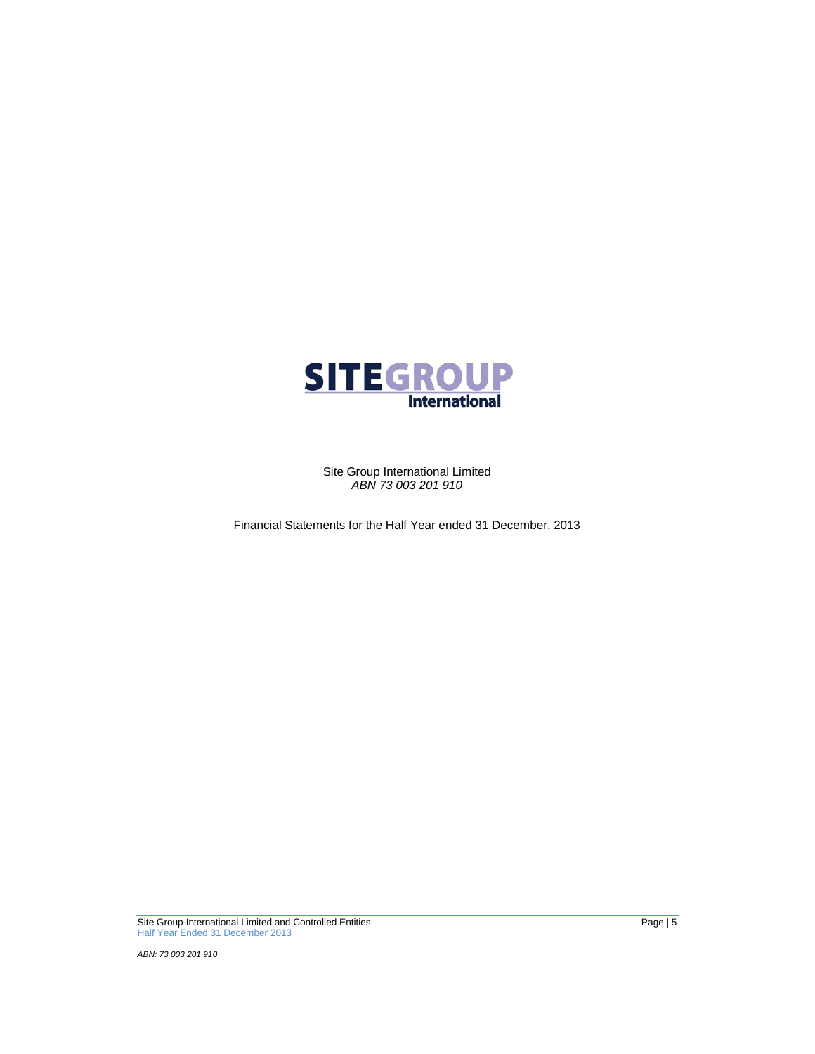**SITEGROUP**
**International**

Site Group International Limited
*ABN 73 003 201 910*

Financial Statements for the Half Year ended 31 December, 2013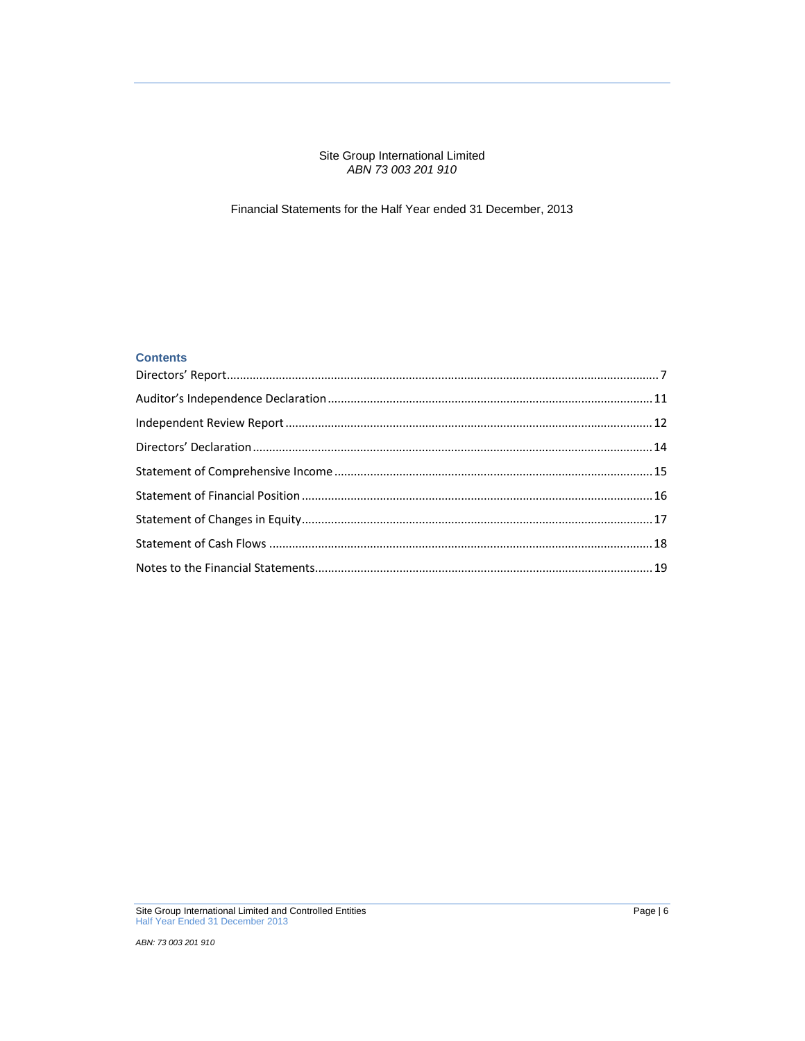Site Group International Limited
*ABN 73 003 201 910*

Financial Statements for the Half Year ended 31 December, 2013

## Contents

| | |
|---|---|
| Directors' Report | 7 |
| Auditor's Independence Declaration | 11 |
| Independent Review Report | 12 |
| Directors' Declaration | 14 |
| Statement of Comprehensive Income | 15 |
| Statement of Financial Position | 16 |
| Statement of Changes in Equity | 17 |
| Statement of Cash Flows | 18 |
| Notes to the Financial Statements | 19 |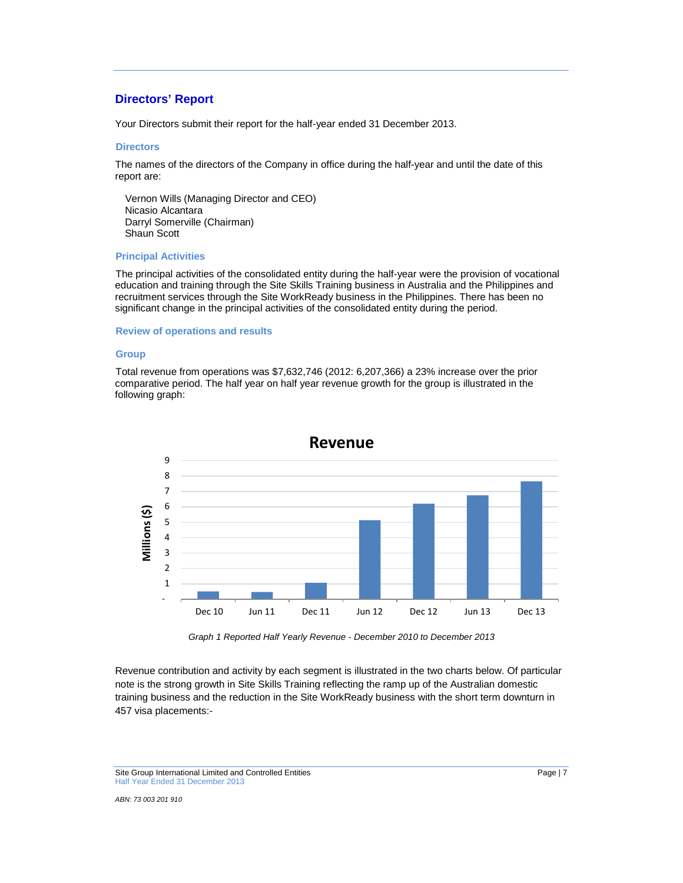## Directors' Report

Your Directors submit their report for the half-year ended 31 December 2013.

### Directors

The names of the directors of the Company in office during the half-year and until the date of this report are:

Vernon Wills (Managing Director and CEO)
Nicasio Alcantara
Darryl Somerville (Chairman)
Shaun Scott

### Principal Activities

The principal activities of the consolidated entity during the half-year were the provision of vocational education and training through the Site Skills Training business in Australia and the Philippines and recruitment services through the Site WorkReady business in the Philippines. There has been no significant change in the principal activities of the consolidated entity during the period.

### Review of operations and results

### Group

Total revenue from operations was $7,632,746 (2012: 6,207,366) a 23% increase over the prior comparative period. The half year on half year revenue growth for the group is illustrated in the following graph:

*Graph 1 Reported Half Yearly Revenue - December 2010 to December 2013*

Revenue contribution and activity by each segment is illustrated in the two charts below. Of particular note is the strong growth in Site Skills Training reflecting the ramp up of the Australian domestic training business and the reduction in the Site WorkReady business with the short term downturn in 457 visa placements:-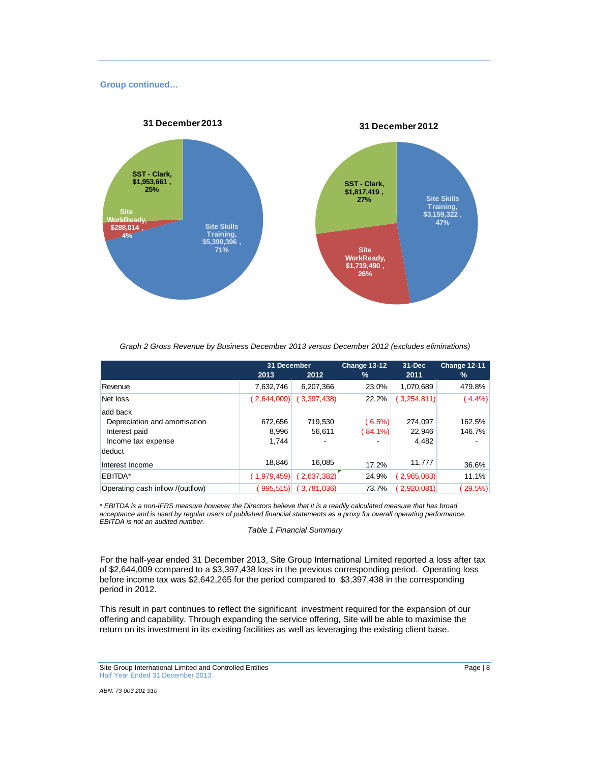**Group continued…**

31 December 2013

SST - Clark, $1,953,661 , 25%

Site WorkReady, $288,014 , 4%

Site Skills Training, $5,390,396 , 71%

31 December 2012

SST - Clark, $1,817,419 , 27%

Site Skills Training, $3,159,322 , 47%

Site WorkReady, $1,719,490 , 26%

*Graph 2 Gross Revenue by Business December 2013 versus December 2012 (excludes eliminations)*

| | 31 December 2013 | 31 December 2012 | Change 13-12 % | 31-Dec 2011 | Change 12-11 % |
|---|---|---|---|---|---|
| Revenue | 7,632,746 | 6,207,366 | 23.0% | 1,070,689 | 479.8% |
| Net loss | ( 2,644,009) | ( 3,397,438) | 22.2% | ( 3,254,811) | ( 4.4%) |
| add back | | | | | |
| Depreciation and amortisation | 672,656 | 719,530 | ( 6.5%) | 274,097 | 162.5% |
| Interest paid | 8,996 | 56,611 | ( 84.1%) | 22,946 | 146.7% |
| Income tax expense | 1,744 | - | - | 4,482 | - |
| deduct | | | | | |
| Interest Income | 18,846 | 16,085 | 17.2% | 11,777 | 36.6% |
| EBITDA* | ( 1,979,459) | ( 2,637,382) | 24.9% | ( 2,965,063) | 11.1% |
| Operating cash inflow /(outflow) | ( 995,515) | ( 3,781,036) | 73.7% | ( 2,920,081) | ( 29.5%) |

*\* EBITDA is a non-IFRS measure however the Directors believe that it is a readily calculated measure that has broad acceptance and is used by regular users of published financial statements as a proxy for overall operating performance. EBITDA is not an audited number.*

*Table 1 Financial Summary*

For the half-year ended 31 December 2013, Site Group International Limited reported a loss after tax of $2,644,009 compared to a $3,397,438 loss in the previous corresponding period. Operating loss before income tax was $2,642,265 for the period compared to $3,397,438 in the corresponding period in 2012.

This result in part continues to reflect the significant investment required for the expansion of our offering and capability. Through expanding the service offering, Site will be able to maximise the return on its investment in its existing facilities as well as leveraging the existing client base.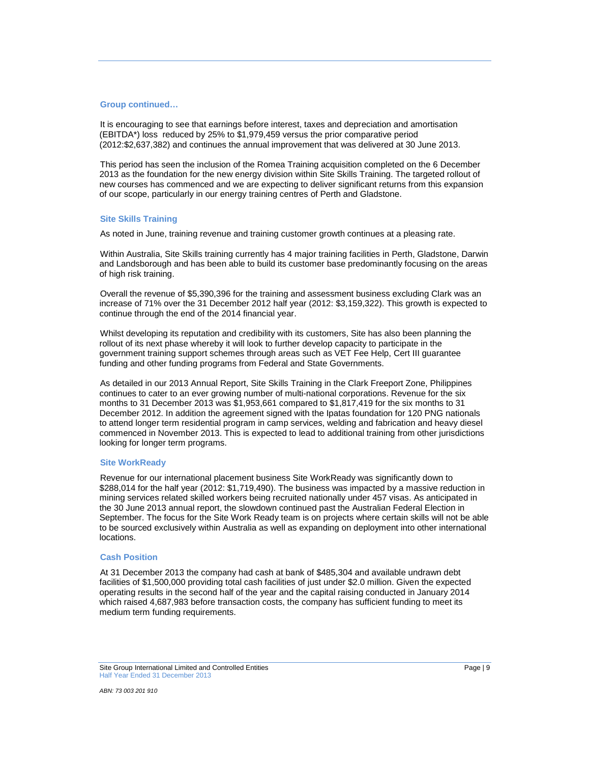### Group continued…

It is encouraging to see that earnings before interest, taxes and depreciation and amortisation (EBITDA*) loss reduced by 25% to $1,979,459 versus the prior comparative period (2012:$2,637,382) and continues the annual improvement that was delivered at 30 June 2013.

This period has seen the inclusion of the Romea Training acquisition completed on the 6 December 2013 as the foundation for the new energy division within Site Skills Training. The targeted rollout of new courses has commenced and we are expecting to deliver significant returns from this expansion of our scope, particularly in our energy training centres of Perth and Gladstone.

### Site Skills Training

As noted in June, training revenue and training customer growth continues at a pleasing rate.

Within Australia, Site Skills training currently has 4 major training facilities in Perth, Gladstone, Darwin and Landsborough and has been able to build its customer base predominantly focusing on the areas of high risk training.

Overall the revenue of $5,390,396 for the training and assessment business excluding Clark was an increase of 71% over the 31 December 2012 half year (2012: $3,159,322). This growth is expected to continue through the end of the 2014 financial year.

Whilst developing its reputation and credibility with its customers, Site has also been planning the rollout of its next phase whereby it will look to further develop capacity to participate in the government training support schemes through areas such as VET Fee Help, Cert III guarantee funding and other funding programs from Federal and State Governments.

As detailed in our 2013 Annual Report, Site Skills Training in the Clark Freeport Zone, Philippines continues to cater to an ever growing number of multi-national corporations. Revenue for the six months to 31 December 2013 was $1,953,661 compared to $1,817,419 for the six months to 31 December 2012. In addition the agreement signed with the Ipatas foundation for 120 PNG nationals to attend longer term residential program in camp services, welding and fabrication and heavy diesel commenced in November 2013. This is expected to lead to additional training from other jurisdictions looking for longer term programs.

### Site WorkReady

Revenue for our international placement business Site WorkReady was significantly down to $288,014 for the half year (2012: $1,719,490). The business was impacted by a massive reduction in mining services related skilled workers being recruited nationally under 457 visas. As anticipated in the 30 June 2013 annual report, the slowdown continued past the Australian Federal Election in September. The focus for the Site Work Ready team is on projects where certain skills will not be able to be sourced exclusively within Australia as well as expanding on deployment into other international locations.

### Cash Position

At 31 December 2013 the company had cash at bank of $485,304 and available undrawn debt facilities of $1,500,000 providing total cash facilities of just under $2.0 million. Given the expected operating results in the second half of the year and the capital raising conducted in January 2014 which raised 4,687,983 before transaction costs, the company has sufficient funding to meet its medium term funding requirements.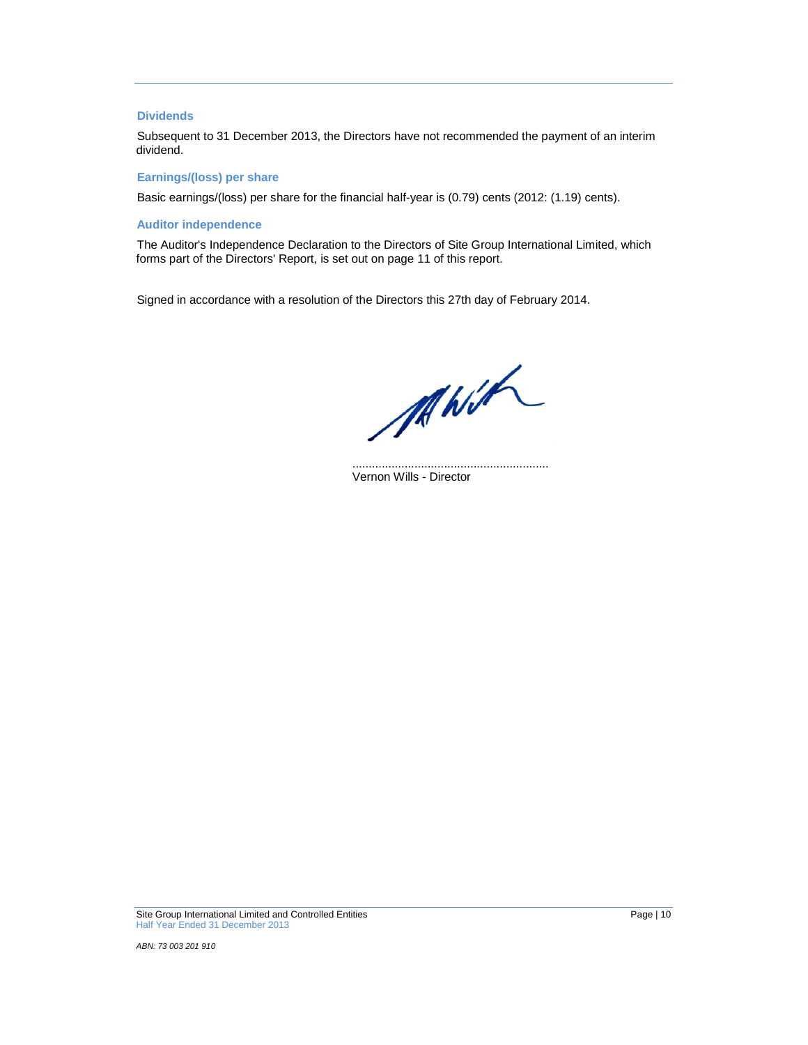### Dividends

Subsequent to 31 December 2013, the Directors have not recommended the payment of an interim dividend.

### Earnings/(loss) per share

Basic earnings/(loss) per share for the financial half-year is (0.79) cents (2012: (1.19) cents).

### Auditor independence

The Auditor's Independence Declaration to the Directors of Site Group International Limited, which forms part of the Directors' Report, is set out on page 11 of this report.

Signed in accordance with a resolution of the Directors this 27th day of February 2014.

............................................................
Vernon Wills - Director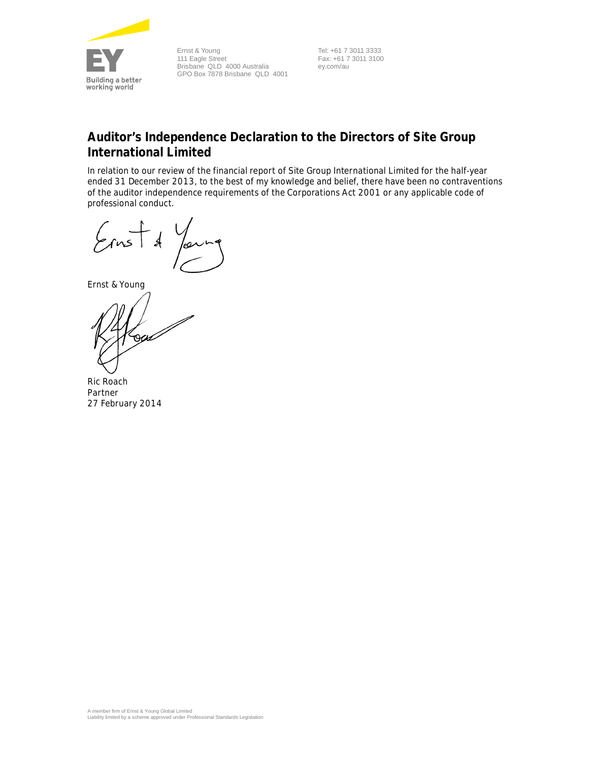Ernst & Young
111 Eagle Street
Brisbane QLD 4000 Australia
GPO Box 7878 Brisbane QLD 4001

Tel: +61 7 3011 3333
Fax: +61 7 3011 3100
ey.com/au

## Auditor's Independence Declaration to the Directors of Site Group International Limited

In relation to our review of the financial report of Site Group International Limited for the half-year ended 31 December 2013, to the best of my knowledge and belief, there have been no contraventions of the auditor independence requirements of the Corporations Act 2001 or any applicable code of professional conduct.

Ernst & Young

Ric Roach
Partner
27 February 2014

A member firm of Ernst & Young Global Limited
Liability limited by a scheme approved under Professional Standards Legislation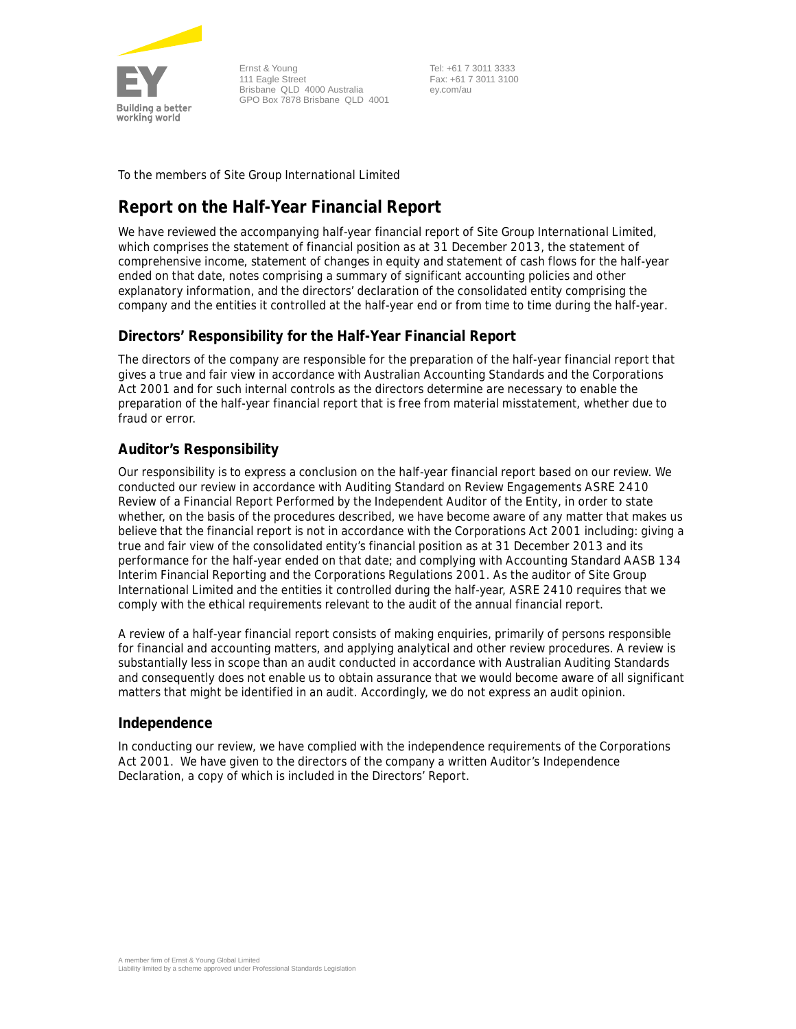Ernst & Young
111 Eagle Street
Brisbane QLD 4000 Australia
GPO Box 7878 Brisbane QLD 4001

Tel: +61 7 3011 3333
Fax: +61 7 3011 3100
ey.com/au

To the members of Site Group International Limited

# Report on the Half-Year Financial Report

We have reviewed the accompanying half-year financial report of Site Group International Limited, which comprises the statement of financial position as at 31 December 2013, the statement of comprehensive income, statement of changes in equity and statement of cash flows for the half-year ended on that date, notes comprising a summary of significant accounting policies and other explanatory information, and the directors' declaration of the consolidated entity comprising the company and the entities it controlled at the half-year end or from time to time during the half-year.

## Directors' Responsibility for the Half-Year Financial Report

The directors of the company are responsible for the preparation of the half-year financial report that gives a true and fair view in accordance with Australian Accounting Standards and the Corporations Act 2001 and for such internal controls as the directors determine are necessary to enable the preparation of the half-year financial report that is free from material misstatement, whether due to fraud or error.

## Auditor's Responsibility

Our responsibility is to express a conclusion on the half-year financial report based on our review. We conducted our review in accordance with Auditing Standard on Review Engagements ASRE 2410 Review of a Financial Report Performed by the Independent Auditor of the Entity, in order to state whether, on the basis of the procedures described, we have become aware of any matter that makes us believe that the financial report is not in accordance with the Corporations Act 2001 including: giving a true and fair view of the consolidated entity's financial position as at 31 December 2013 and its performance for the half-year ended on that date; and complying with Accounting Standard AASB 134 Interim Financial Reporting and the Corporations Regulations 2001. As the auditor of Site Group International Limited and the entities it controlled during the half-year, ASRE 2410 requires that we comply with the ethical requirements relevant to the audit of the annual financial report.

A review of a half-year financial report consists of making enquiries, primarily of persons responsible for financial and accounting matters, and applying analytical and other review procedures. A review is substantially less in scope than an audit conducted in accordance with Australian Auditing Standards and consequently does not enable us to obtain assurance that we would become aware of all significant matters that might be identified in an audit. Accordingly, we do not express an audit opinion.

## Independence

In conducting our review, we have complied with the independence requirements of the Corporations Act 2001. We have given to the directors of the company a written Auditor's Independence Declaration, a copy of which is included in the Directors' Report.

A member firm of Ernst & Young Global Limited
Liability limited by a scheme approved under Professional Standards Legislation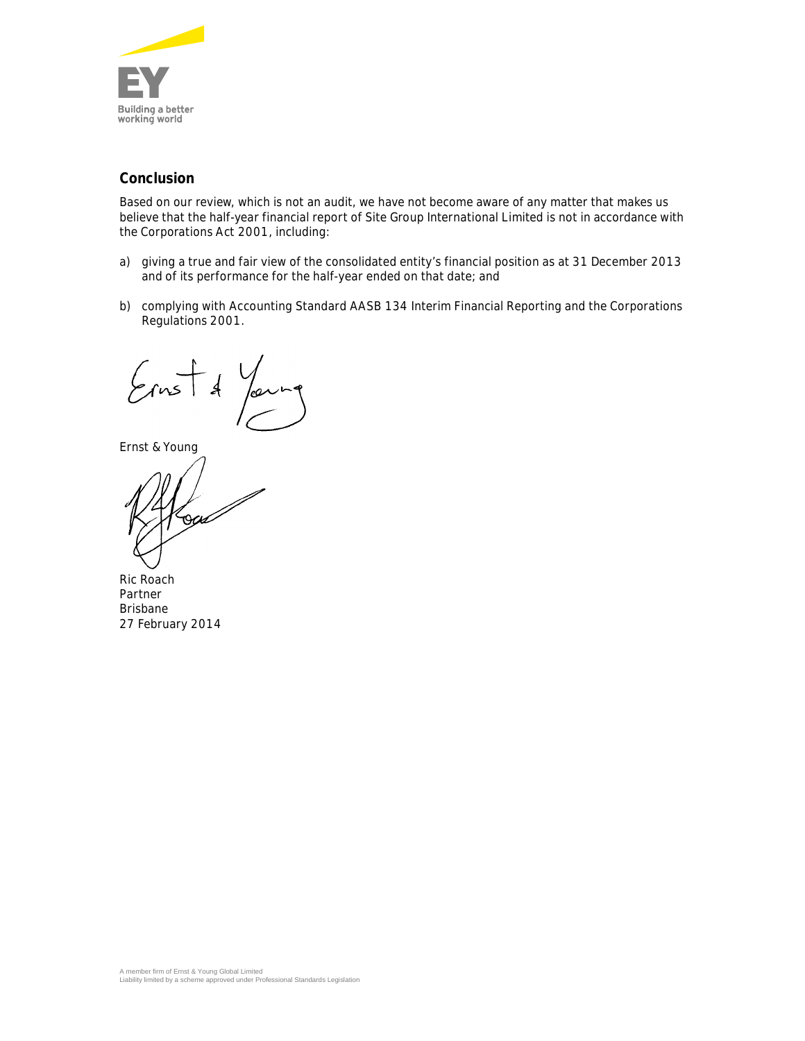## Conclusion

Based on our review, which is not an audit, we have not become aware of any matter that makes us believe that the half-year financial report of Site Group International Limited is not in accordance with the Corporations Act 2001, including:

a) giving a true and fair view of the consolidated entity's financial position as at 31 December 2013 and of its performance for the half-year ended on that date; and

b) complying with Accounting Standard AASB 134 Interim Financial Reporting and the Corporations Regulations 2001.

Ernst & Young

Ric Roach
Partner
Brisbane
27 February 2014

A member firm of Ernst & Young Global Limited
Liability limited by a scheme approved under Professional Standards Legislation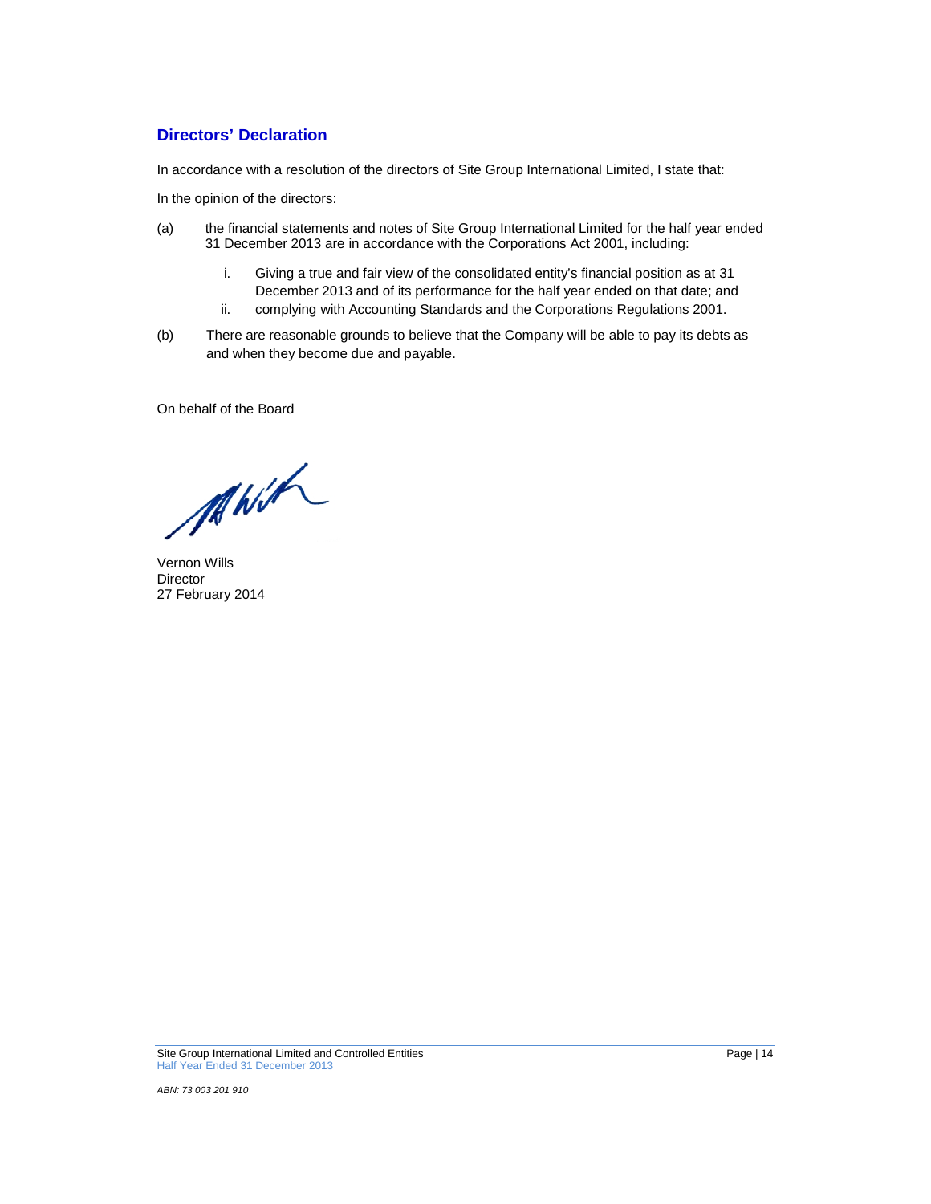## Directors' Declaration

In accordance with a resolution of the directors of Site Group International Limited, I state that:

In the opinion of the directors:

(a) the financial statements and notes of Site Group International Limited for the half year ended 31 December 2013 are in accordance with the Corporations Act 2001, including:

  i. Giving a true and fair view of the consolidated entity's financial position as at 31 December 2013 and of its performance for the half year ended on that date; and

  ii. complying with Accounting Standards and the Corporations Regulations 2001.

(b) There are reasonable grounds to believe that the Company will be able to pay its debts as and when they become due and payable.

On behalf of the Board

Vernon Wills
Director
27 February 2014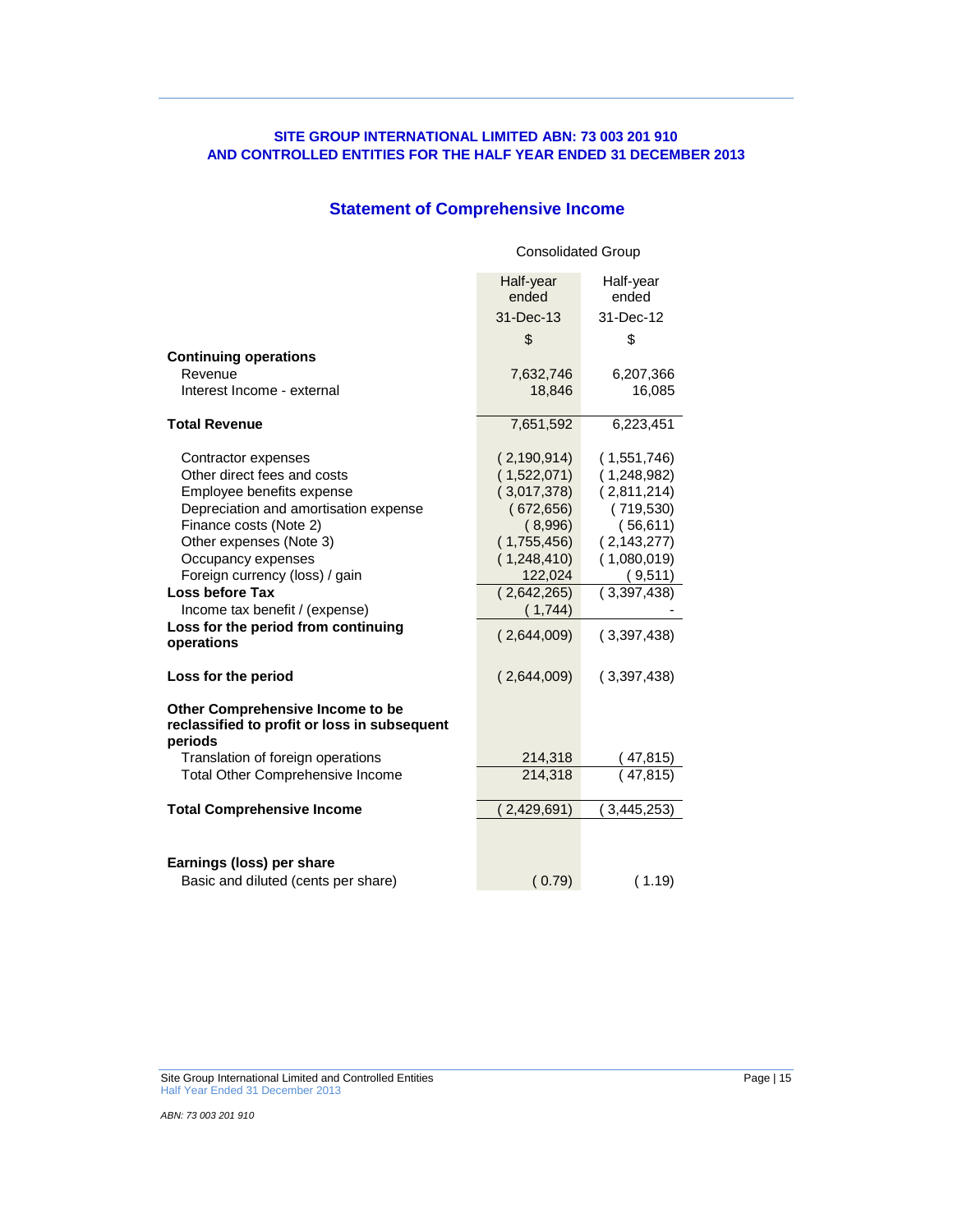**SITE GROUP INTERNATIONAL LIMITED ABN: 73 003 201 910**
**AND CONTROLLED ENTITIES FOR THE HALF YEAR ENDED 31 DECEMBER 2013**

## Statement of Comprehensive Income

| | Consolidated Group | |
|---|---|---|
| | Half-year ended | Half-year ended |
| | 31-Dec-13 | 31-Dec-12 |
| | $ | $ |
| **Continuing operations** | | |
| Revenue | 7,632,746 | 6,207,366 |
| Interest Income - external | 18,846 | 16,085 |
| **Total Revenue** | 7,651,592 | 6,223,451 |
| Contractor expenses | ( 2,190,914) | ( 1,551,746) |
| Other direct fees and costs | ( 1,522,071) | ( 1,248,982) |
| Employee benefits expense | ( 3,017,378) | ( 2,811,214) |
| Depreciation and amortisation expense | ( 672,656) | ( 719,530) |
| Finance costs (Note 2) | ( 8,996) | ( 56,611) |
| Other expenses (Note 3) | ( 1,755,456) | ( 2,143,277) |
| Occupancy expenses | ( 1,248,410) | ( 1,080,019) |
| Foreign currency (loss) / gain | 122,024 | ( 9,511) |
| **Loss before Tax** | ( 2,642,265) | ( 3,397,438) |
| Income tax benefit / (expense) | ( 1,744) | - |
| **Loss for the period from continuing operations** | ( 2,644,009) | ( 3,397,438) |
| **Loss for the period** | ( 2,644,009) | ( 3,397,438) |
| **Other Comprehensive Income to be reclassified to profit or loss in subsequent periods** | | |
| Translation of foreign operations | 214,318 | ( 47,815) |
| Total Other Comprehensive Income | 214,318 | ( 47,815) |
| **Total Comprehensive Income** | ( 2,429,691) | ( 3,445,253) |
| **Earnings (loss) per share** | | |
| Basic and diluted (cents per share) | ( 0.79) | ( 1.19) |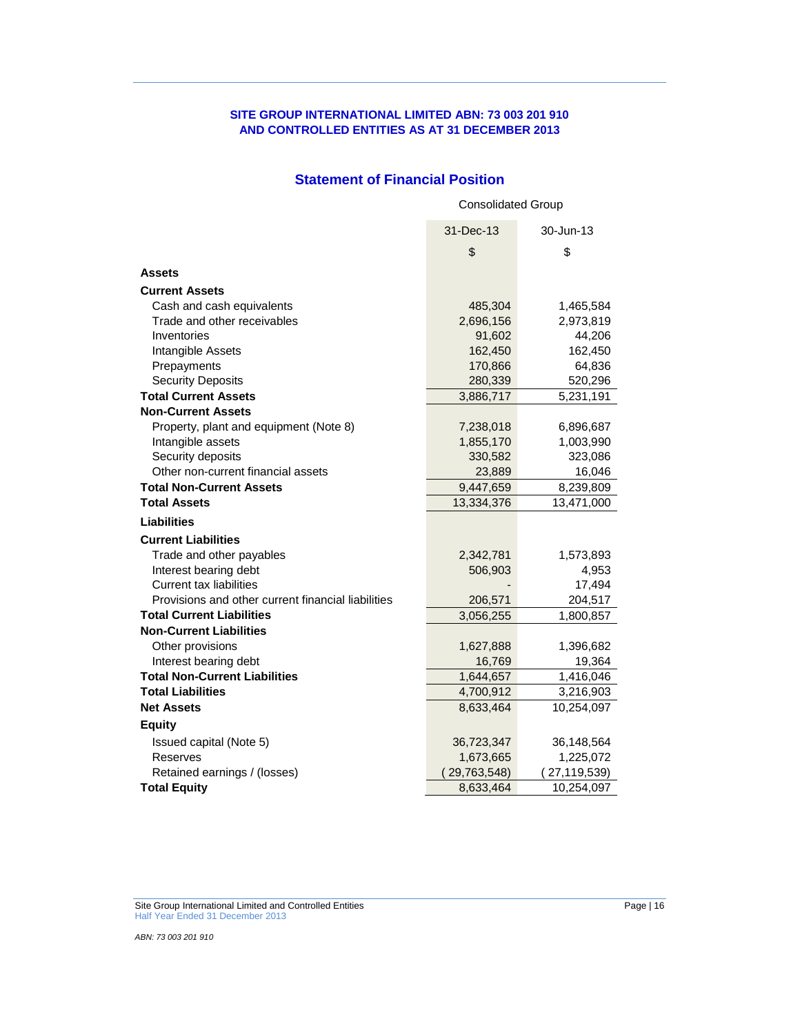**SITE GROUP INTERNATIONAL LIMITED ABN: 73 003 201 910**
**AND CONTROLLED ENTITIES AS AT 31 DECEMBER 2013**

## Statement of Financial Position

| | Consolidated Group | |
|---|---|---|
| | 31-Dec-13 | 30-Jun-13 |
| | $ | $ |
| **Assets** | | |
| **Current Assets** | | |
| Cash and cash equivalents | 485,304 | 1,465,584 |
| Trade and other receivables | 2,696,156 | 2,973,819 |
| Inventories | 91,602 | 44,206 |
| Intangible Assets | 162,450 | 162,450 |
| Prepayments | 170,866 | 64,836 |
| Security Deposits | 280,339 | 520,296 |
| **Total Current Assets** | 3,886,717 | 5,231,191 |
| **Non-Current Assets** | | |
| Property, plant and equipment (Note 8) | 7,238,018 | 6,896,687 |
| Intangible assets | 1,855,170 | 1,003,990 |
| Security deposits | 330,582 | 323,086 |
| Other non-current financial assets | 23,889 | 16,046 |
| **Total Non-Current Assets** | 9,447,659 | 8,239,809 |
| **Total Assets** | 13,334,376 | 13,471,000 |
| **Liabilities** | | |
| **Current Liabilities** | | |
| Trade and other payables | 2,342,781 | 1,573,893 |
| Interest bearing debt | 506,903 | 4,953 |
| Current tax liabilities | - | 17,494 |
| Provisions and other current financial liabilities | 206,571 | 204,517 |
| **Total Current Liabilities** | 3,056,255 | 1,800,857 |
| **Non-Current Liabilities** | | |
| Other provisions | 1,627,888 | 1,396,682 |
| Interest bearing debt | 16,769 | 19,364 |
| **Total Non-Current Liabilities** | 1,644,657 | 1,416,046 |
| **Total Liabilities** | 4,700,912 | 3,216,903 |
| **Net Assets** | 8,633,464 | 10,254,097 |
| **Equity** | | |
| Issued capital (Note 5) | 36,723,347 | 36,148,564 |
| Reserves | 1,673,665 | 1,225,072 |
| Retained earnings / (losses) | (29,763,548) | (27,119,539) |
| **Total Equity** | 8,633,464 | 10,254,097 |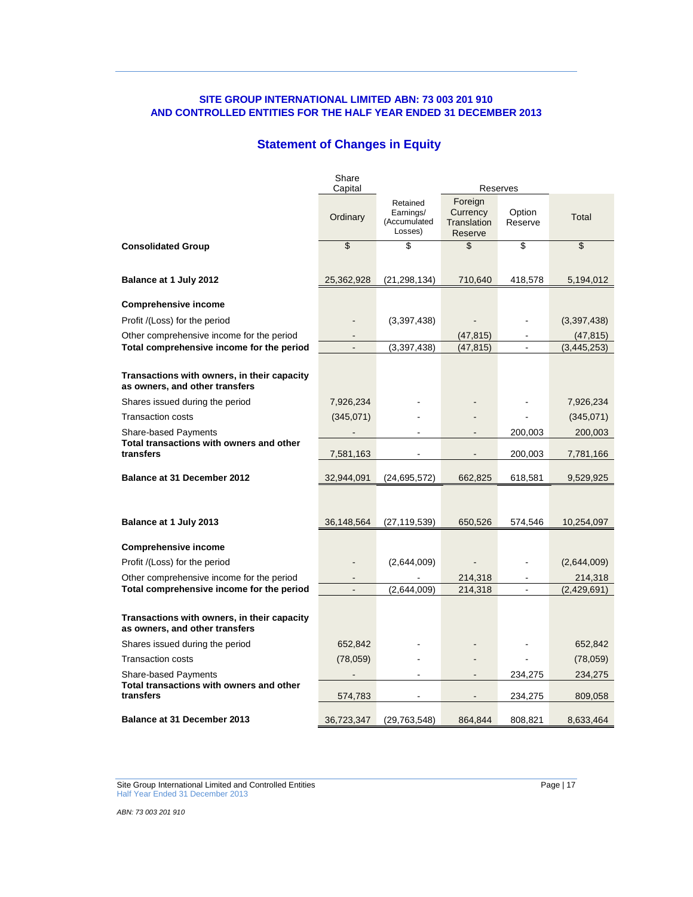**SITE GROUP INTERNATIONAL LIMITED ABN: 73 003 201 910**
**AND CONTROLLED ENTITIES FOR THE HALF YEAR ENDED 31 DECEMBER 2013**

## Statement of Changes in Equity

| | Share Capital | | Reserves | | |
|---|---|---|---|---|---|
| | Ordinary | Retained Earnings/ (Accumulated Losses) | Foreign Currency Translation Reserve | Option Reserve | Total |
| **Consolidated Group** | $ | $ | $ | $ | $ |
| **Balance at 1 July 2012** | 25,362,928 | (21,298,134) | 710,640 | 418,578 | 5,194,012 |
| **Comprehensive income** | | | | | |
| Profit /(Loss) for the period | - | (3,397,438) | - | - | (3,397,438) |
| Other comprehensive income for the period | - | | (47,815) | - | (47,815) |
| **Total comprehensive income for the period** | - | (3,397,438) | (47,815) | - | (3,445,253) |
| **Transactions with owners, in their capacity as owners, and other transfers** | | | | | |
| Shares issued during the period | 7,926,234 | - | - | - | 7,926,234 |
| Transaction costs | (345,071) | - | - | - | (345,071) |
| Share-based Payments | - | - | - | 200,003 | 200,003 |
| **Total transactions with owners and other transfers** | 7,581,163 | - | - | 200,003 | 7,781,166 |
| **Balance at 31 December 2012** | 32,944,091 | (24,695,572) | 662,825 | 618,581 | 9,529,925 |
| | | | | | |
| **Balance at 1 July 2013** | 36,148,564 | (27,119,539) | 650,526 | 574,546 | 10,254,097 |
| **Comprehensive income** | | | | | |
| Profit /(Loss) for the period | - | (2,644,009) | - | - | (2,644,009) |
| Other comprehensive income for the period | - | - | 214,318 | - | 214,318 |
| **Total comprehensive income for the period** | - | (2,644,009) | 214,318 | - | (2,429,691) |
| **Transactions with owners, in their capacity as owners, and other transfers** | | | | | |
| Shares issued during the period | 652,842 | - | - | - | 652,842 |
| Transaction costs | (78,059) | - | - | - | (78,059) |
| Share-based Payments | - | - | - | 234,275 | 234,275 |
| **Total transactions with owners and other transfers** | 574,783 | - | - | 234,275 | 809,058 |
| **Balance at 31 December 2013** | 36,723,347 | (29,763,548) | 864,844 | 808,821 | 8,633,464 |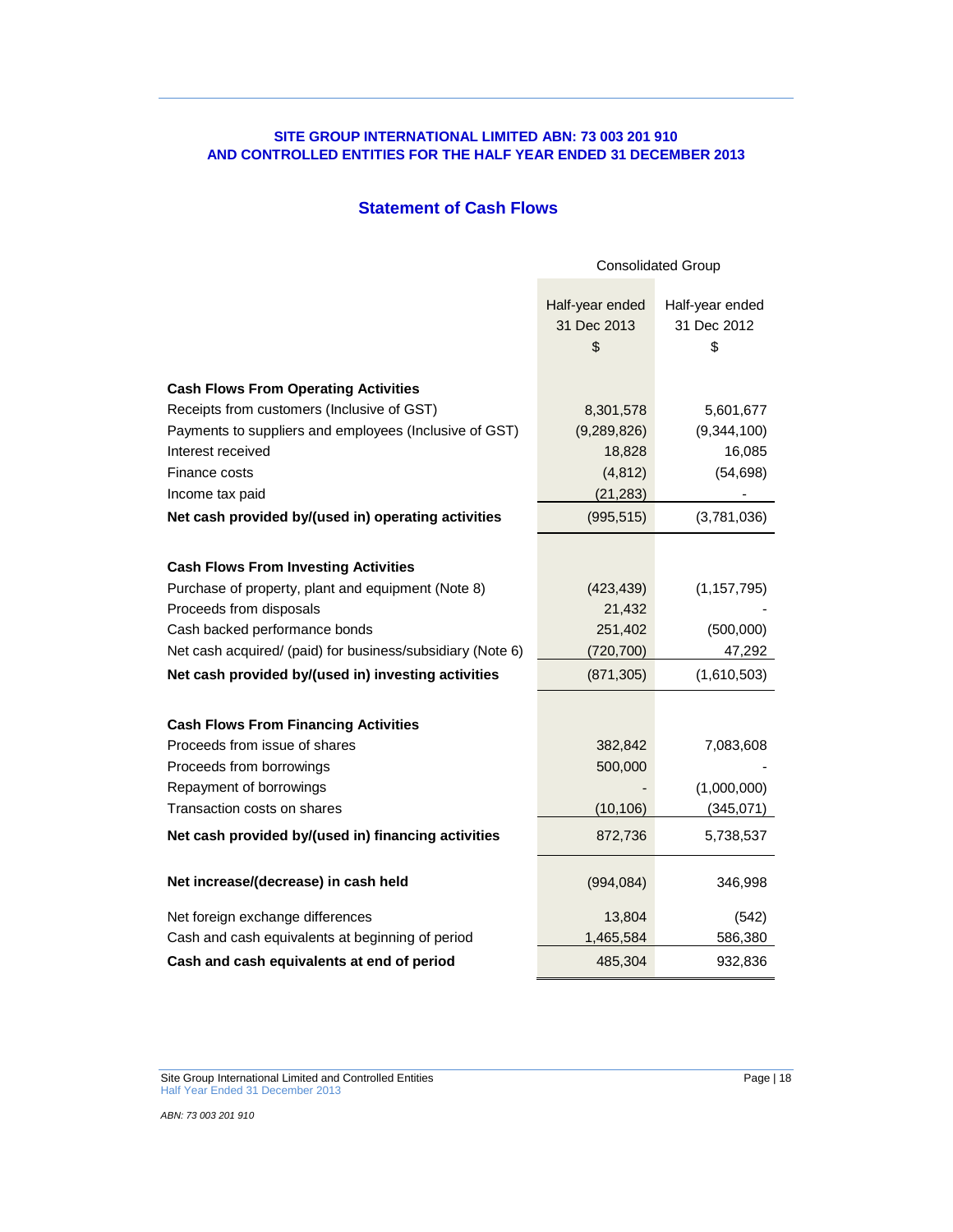**SITE GROUP INTERNATIONAL LIMITED ABN: 73 003 201 910**
**AND CONTROLLED ENTITIES FOR THE HALF YEAR ENDED 31 DECEMBER 2013**

## Statement of Cash Flows

| | Consolidated Group | |
|---|---|---|
| | Half-year ended 31 Dec 2013 $ | Half-year ended 31 Dec 2012 $ |
| **Cash Flows From Operating Activities** | | |
| Receipts from customers (Inclusive of GST) | 8,301,578 | 5,601,677 |
| Payments to suppliers and employees (Inclusive of GST) | (9,289,826) | (9,344,100) |
| Interest received | 18,828 | 16,085 |
| Finance costs | (4,812) | (54,698) |
| Income tax paid | (21,283) | - |
| **Net cash provided by/(used in) operating activities** | (995,515) | (3,781,036) |
| **Cash Flows From Investing Activities** | | |
| Purchase of property, plant and equipment (Note 8) | (423,439) | (1,157,795) |
| Proceeds from disposals | 21,432 | - |
| Cash backed performance bonds | 251,402 | (500,000) |
| Net cash acquired/ (paid) for business/subsidiary (Note 6) | (720,700) | 47,292 |
| **Net cash provided by/(used in) investing activities** | (871,305) | (1,610,503) |
| **Cash Flows From Financing Activities** | | |
| Proceeds from issue of shares | 382,842 | 7,083,608 |
| Proceeds from borrowings | 500,000 | - |
| Repayment of borrowings | - | (1,000,000) |
| Transaction costs on shares | (10,106) | (345,071) |
| **Net cash provided by/(used in) financing activities** | 872,736 | 5,738,537 |
| **Net increase/(decrease) in cash held** | (994,084) | 346,998 |
| Net foreign exchange differences | 13,804 | (542) |
| Cash and cash equivalents at beginning of period | 1,465,584 | 586,380 |
| **Cash and cash equivalents at end of period** | 485,304 | 932,836 |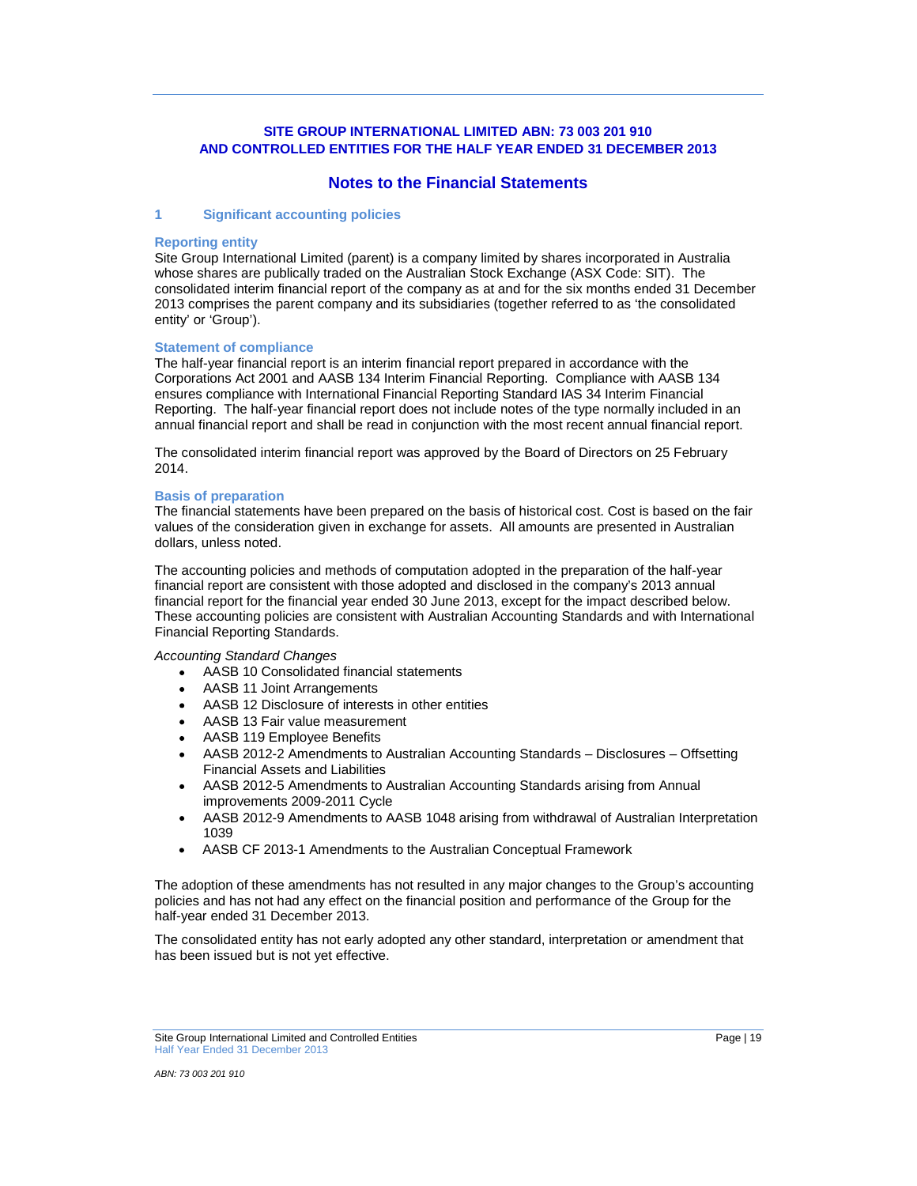**SITE GROUP INTERNATIONAL LIMITED ABN: 73 003 201 910**
**AND CONTROLLED ENTITIES FOR THE HALF YEAR ENDED 31 DECEMBER 2013**

# Notes to the Financial Statements

## 1 Significant accounting policies

### Reporting entity

Site Group International Limited (parent) is a company limited by shares incorporated in Australia whose shares are publically traded on the Australian Stock Exchange (ASX Code: SIT). The consolidated interim financial report of the company as at and for the six months ended 31 December 2013 comprises the parent company and its subsidiaries (together referred to as 'the consolidated entity' or 'Group').

### Statement of compliance

The half-year financial report is an interim financial report prepared in accordance with the Corporations Act 2001 and AASB 134 Interim Financial Reporting. Compliance with AASB 134 ensures compliance with International Financial Reporting Standard IAS 34 Interim Financial Reporting. The half-year financial report does not include notes of the type normally included in an annual financial report and shall be read in conjunction with the most recent annual financial report.

The consolidated interim financial report was approved by the Board of Directors on 25 February 2014.

### Basis of preparation

The financial statements have been prepared on the basis of historical cost. Cost is based on the fair values of the consideration given in exchange for assets. All amounts are presented in Australian dollars, unless noted.

The accounting policies and methods of computation adopted in the preparation of the half-year financial report are consistent with those adopted and disclosed in the company's 2013 annual financial report for the financial year ended 30 June 2013, except for the impact described below. These accounting policies are consistent with Australian Accounting Standards and with International Financial Reporting Standards.

*Accounting Standard Changes*

- AASB 10 Consolidated financial statements
- AASB 11 Joint Arrangements
- AASB 12 Disclosure of interests in other entities
- AASB 13 Fair value measurement
- AASB 119 Employee Benefits
- AASB 2012-2 Amendments to Australian Accounting Standards – Disclosures – Offsetting Financial Assets and Liabilities
- AASB 2012-5 Amendments to Australian Accounting Standards arising from Annual improvements 2009-2011 Cycle
- AASB 2012-9 Amendments to AASB 1048 arising from withdrawal of Australian Interpretation 1039
- AASB CF 2013-1 Amendments to the Australian Conceptual Framework

The adoption of these amendments has not resulted in any major changes to the Group's accounting policies and has not had any effect on the financial position and performance of the Group for the half-year ended 31 December 2013.

The consolidated entity has not early adopted any other standard, interpretation or amendment that has been issued but is not yet effective.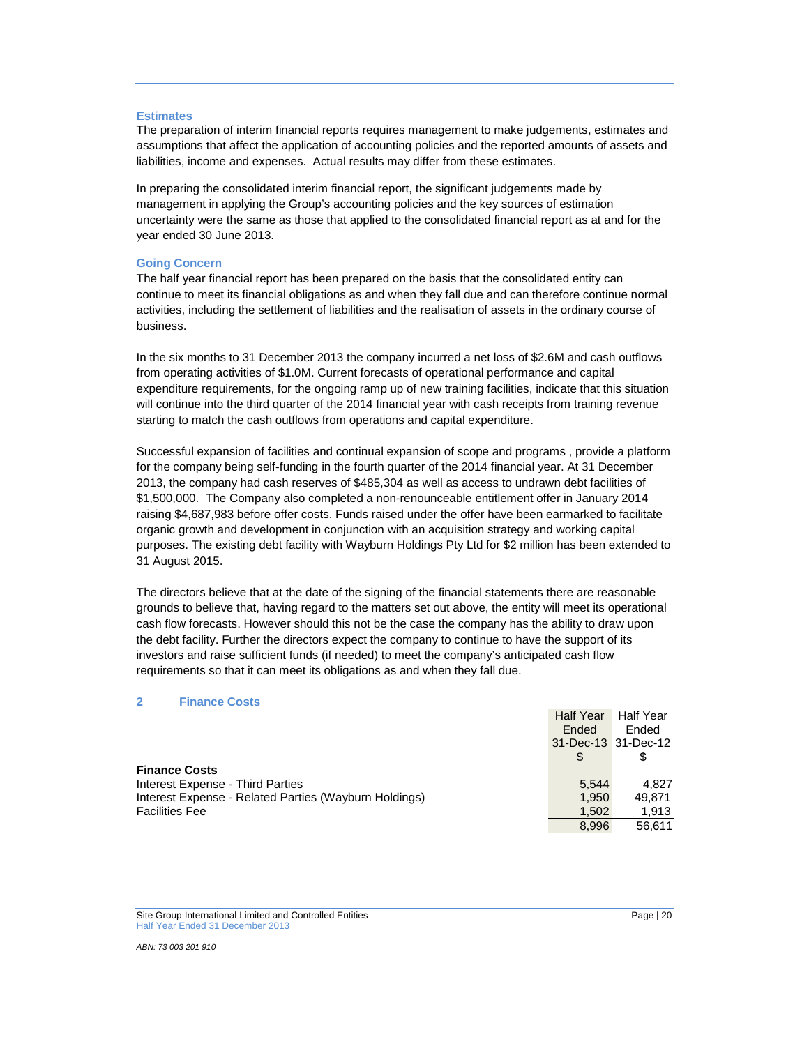### Estimates

The preparation of interim financial reports requires management to make judgements, estimates and assumptions that affect the application of accounting policies and the reported amounts of assets and liabilities, income and expenses. Actual results may differ from these estimates.

In preparing the consolidated interim financial report, the significant judgements made by management in applying the Group's accounting policies and the key sources of estimation uncertainty were the same as those that applied to the consolidated financial report as at and for the year ended 30 June 2013.

### Going Concern

The half year financial report has been prepared on the basis that the consolidated entity can continue to meet its financial obligations as and when they fall due and can therefore continue normal activities, including the settlement of liabilities and the realisation of assets in the ordinary course of business.

In the six months to 31 December 2013 the company incurred a net loss of $2.6M and cash outflows from operating activities of $1.0M. Current forecasts of operational performance and capital expenditure requirements, for the ongoing ramp up of new training facilities, indicate that this situation will continue into the third quarter of the 2014 financial year with cash receipts from training revenue starting to match the cash outflows from operations and capital expenditure.

Successful expansion of facilities and continual expansion of scope and programs , provide a platform for the company being self-funding in the fourth quarter of the 2014 financial year. At 31 December 2013, the company had cash reserves of $485,304 as well as access to undrawn debt facilities of $1,500,000. The Company also completed a non-renounceable entitlement offer in January 2014 raising $4,687,983 before offer costs. Funds raised under the offer have been earmarked to facilitate organic growth and development in conjunction with an acquisition strategy and working capital purposes. The existing debt facility with Wayburn Holdings Pty Ltd for $2 million has been extended to 31 August 2015.

The directors believe that at the date of the signing of the financial statements there are reasonable grounds to believe that, having regard to the matters set out above, the entity will meet its operational cash flow forecasts. However should this not be the case the company has the ability to draw upon the debt facility. Further the directors expect the company to continue to have the support of its investors and raise sufficient funds (if needed) to meet the company's anticipated cash flow requirements so that it can meet its obligations as and when they fall due.

## 2 Finance Costs

| | Half Year Ended 31-Dec-13 $ | Half Year Ended 31-Dec-12 $ |
|---|---|---|
| **Finance Costs** | | |
| Interest Expense - Third Parties | 5,544 | 4,827 |
| Interest Expense - Related Parties (Wayburn Holdings) | 1,950 | 49,871 |
| Facilities Fee | 1,502 | 1,913 |
| | 8,996 | 56,611 |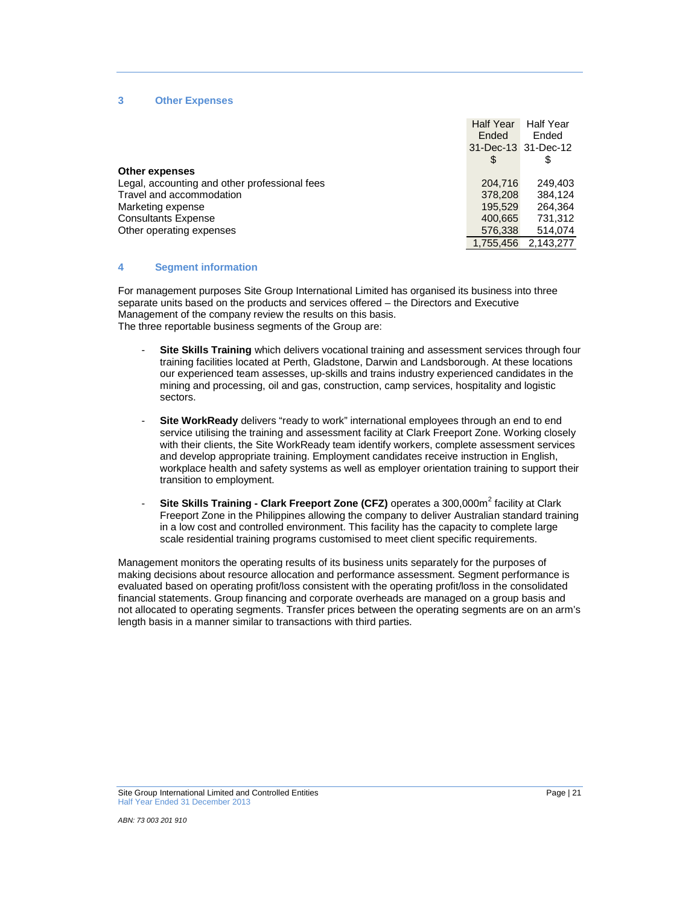## 3 Other Expenses

| | Half Year Ended 31-Dec-13 $ | Half Year Ended 31-Dec-12 $ |
|---|---|---|
| **Other expenses** | | |
| Legal, accounting and other professional fees | 204,716 | 249,403 |
| Travel and accommodation | 378,208 | 384,124 |
| Marketing expense | 195,529 | 264,364 |
| Consultants Expense | 400,665 | 731,312 |
| Other operating expenses | 576,338 | 514,074 |
| | 1,755,456 | 2,143,277 |

## 4 Segment information

For management purposes Site Group International Limited has organised its business into three separate units based on the products and services offered – the Directors and Executive Management of the company review the results on this basis.
The three reportable business segments of the Group are:

- **Site Skills Training** which delivers vocational training and assessment services through four training facilities located at Perth, Gladstone, Darwin and Landsborough. At these locations our experienced team assesses, up-skills and trains industry experienced candidates in the mining and processing, oil and gas, construction, camp services, hospitality and logistic sectors.

- **Site WorkReady** delivers "ready to work" international employees through an end to end service utilising the training and assessment facility at Clark Freeport Zone. Working closely with their clients, the Site WorkReady team identify workers, complete assessment services and develop appropriate training. Employment candidates receive instruction in English, workplace health and safety systems as well as employer orientation training to support their transition to employment.

- **Site Skills Training - Clark Freeport Zone (CFZ)** operates a 300,000m$^2$ facility at Clark Freeport Zone in the Philippines allowing the company to deliver Australian standard training in a low cost and controlled environment. This facility has the capacity to complete large scale residential training programs customised to meet client specific requirements.

Management monitors the operating results of its business units separately for the purposes of making decisions about resource allocation and performance assessment. Segment performance is evaluated based on operating profit/loss consistent with the operating profit/loss in the consolidated financial statements. Group financing and corporate overheads are managed on a group basis and not allocated to operating segments. Transfer prices between the operating segments are on an arm's length basis in a manner similar to transactions with third parties.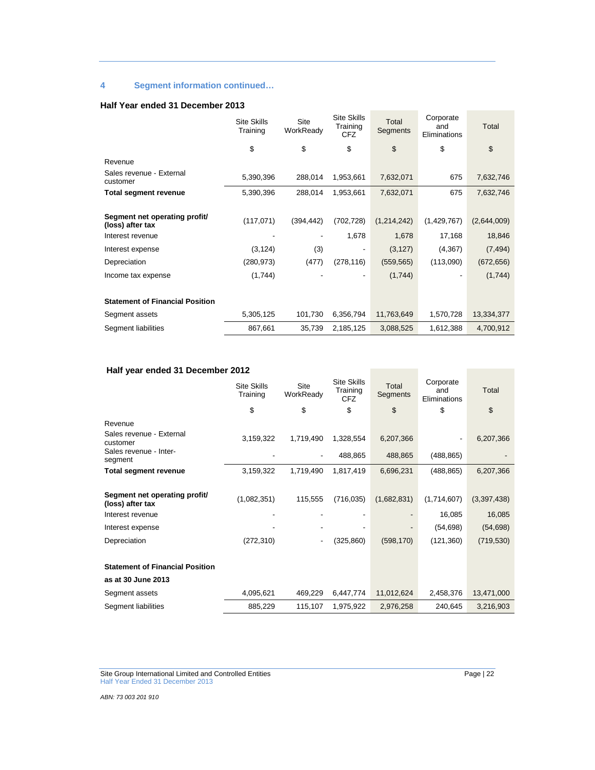## 4 Segment information continued…

### Half Year ended 31 December 2013

| | Site Skills Training | Site WorkReady | Site Skills Training CFZ | Total Segments | Corporate and Eliminations | Total |
|---|---|---|---|---|---|---|
| | $ | $ | $ | $ | $ | $ |
| Revenue | | | | | | |
| Sales revenue - External customer | 5,390,396 | 288,014 | 1,953,661 | 7,632,071 | 675 | 7,632,746 |
| **Total segment revenue** | 5,390,396 | 288,014 | 1,953,661 | 7,632,071 | 675 | 7,632,746 |
| **Segment net operating profit/ (loss) after tax** | (117,071) | (394,442) | (702,728) | (1,214,242) | (1,429,767) | (2,644,009) |
| Interest revenue | - | - | 1,678 | 1,678 | 17,168 | 18,846 |
| Interest expense | (3,124) | (3) | - | (3,127) | (4,367) | (7,494) |
| Depreciation | (280,973) | (477) | (278,116) | (559,565) | (113,090) | (672,656) |
| Income tax expense | (1,744) | - | - | (1,744) | - | (1,744) |
| **Statement of Financial Position** | | | | | | |
| Segment assets | 5,305,125 | 101,730 | 6,356,794 | 11,763,649 | 1,570,728 | 13,334,377 |
| Segment liabilities | 867,661 | 35,739 | 2,185,125 | 3,088,525 | 1,612,388 | 4,700,912 |

### Half year ended 31 December 2012

| | Site Skills Training | Site WorkReady | Site Skills Training CFZ | Total Segments | Corporate and Eliminations | Total |
|---|---|---|---|---|---|---|
| | $ | $ | $ | $ | $ | $ |
| Revenue | | | | | | |
| Sales revenue - External customer | 3,159,322 | 1,719,490 | 1,328,554 | 6,207,366 | - | 6,207,366 |
| Sales revenue - Inter-segment | - | - | 488,865 | 488,865 | (488,865) | - |
| **Total segment revenue** | 3,159,322 | 1,719,490 | 1,817,419 | 6,696,231 | (488,865) | 6,207,366 |
| **Segment net operating profit/ (loss) after tax** | (1,082,351) | 115,555 | (716,035) | (1,682,831) | (1,714,607) | (3,397,438) |
| Interest revenue | - | - | - | - | 16,085 | 16,085 |
| Interest expense | - | - | - | - | (54,698) | (54,698) |
| Depreciation | (272,310) | - | (325,860) | (598,170) | (121,360) | (719,530) |
| **Statement of Financial Position** | | | | | | |
| **as at 30 June 2013** | | | | | | |
| Segment assets | 4,095,621 | 469,229 | 6,447,774 | 11,012,624 | 2,458,376 | 13,471,000 |
| Segment liabilities | 885,229 | 115,107 | 1,975,922 | 2,976,258 | 240,645 | 3,216,903 |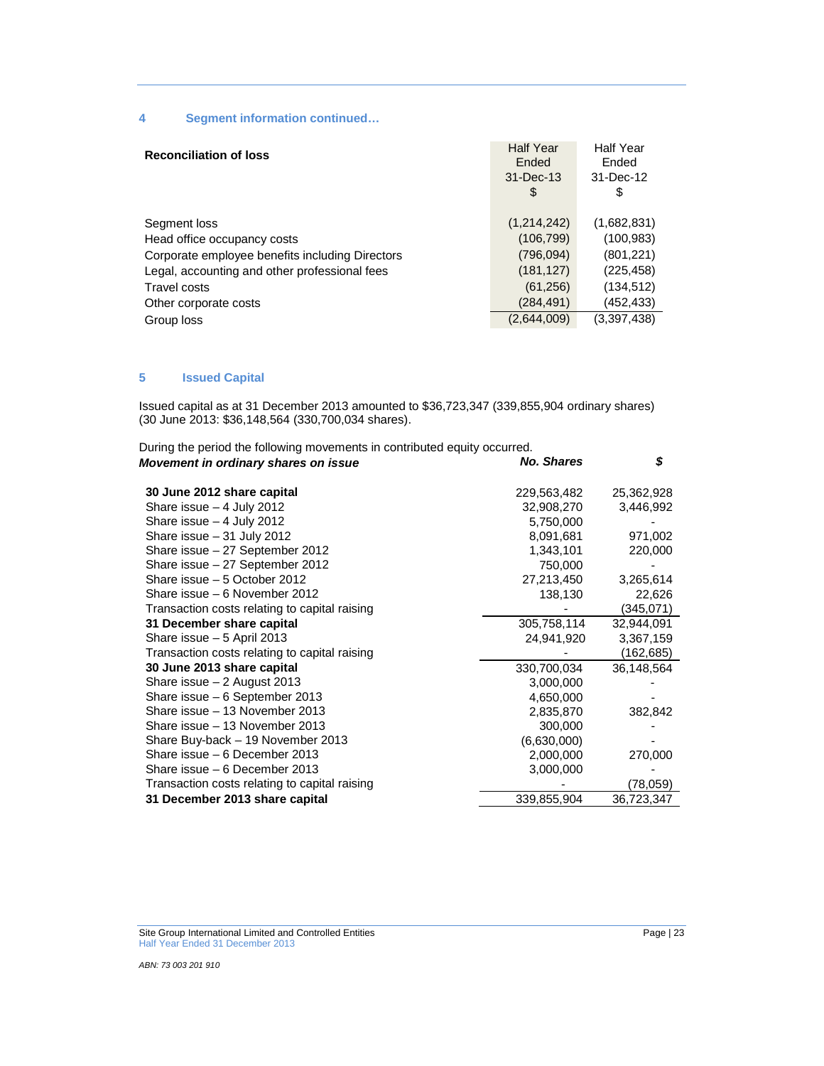## 4 Segment information continued…

| Reconciliation of loss | Half Year Ended 31-Dec-13 $ | Half Year Ended 31-Dec-12 $ |
|---|---|---|
| Segment loss | (1,214,242) | (1,682,831) |
| Head office occupancy costs | (106,799) | (100,983) |
| Corporate employee benefits including Directors | (796,094) | (801,221) |
| Legal, accounting and other professional fees | (181,127) | (225,458) |
| Travel costs | (61,256) | (134,512) |
| Other corporate costs | (284,491) | (452,433) |
| Group loss | (2,644,009) | (3,397,438) |

## 5 Issued Capital

Issued capital as at 31 December 2013 amounted to $36,723,347 (339,855,904 ordinary shares) (30 June 2013: $36,148,564 (330,700,034 shares).

During the period the following movements in contributed equity occurred.

| ***Movement in ordinary shares on issue*** | ***No. Shares*** | ***$*** |
|---|---|---|
| **30 June 2012 share capital** | 229,563,482 | 25,362,928 |
| Share issue – 4 July 2012 | 32,908,270 | 3,446,992 |
| Share issue – 4 July 2012 | 5,750,000 | - |
| Share issue – 31 July 2012 | 8,091,681 | 971,002 |
| Share issue – 27 September 2012 | 1,343,101 | 220,000 |
| Share issue – 27 September 2012 | 750,000 | - |
| Share issue – 5 October 2012 | 27,213,450 | 3,265,614 |
| Share issue – 6 November 2012 | 138,130 | 22,626 |
| Transaction costs relating to capital raising | - | (345,071) |
| **31 December share capital** | 305,758,114 | 32,944,091 |
| Share issue – 5 April 2013 | 24,941,920 | 3,367,159 |
| Transaction costs relating to capital raising | - | (162,685) |
| **30 June 2013 share capital** | 330,700,034 | 36,148,564 |
| Share issue – 2 August 2013 | 3,000,000 | - |
| Share issue – 6 September 2013 | 4,650,000 | - |
| Share issue – 13 November 2013 | 2,835,870 | 382,842 |
| Share issue – 13 November 2013 | 300,000 | - |
| Share Buy-back – 19 November 2013 | (6,630,000) | - |
| Share issue – 6 December 2013 | 2,000,000 | 270,000 |
| Share issue – 6 December 2013 | 3,000,000 | - |
| Transaction costs relating to capital raising | - | (78,059) |
| **31 December 2013 share capital** | 339,855,904 | 36,723,347 |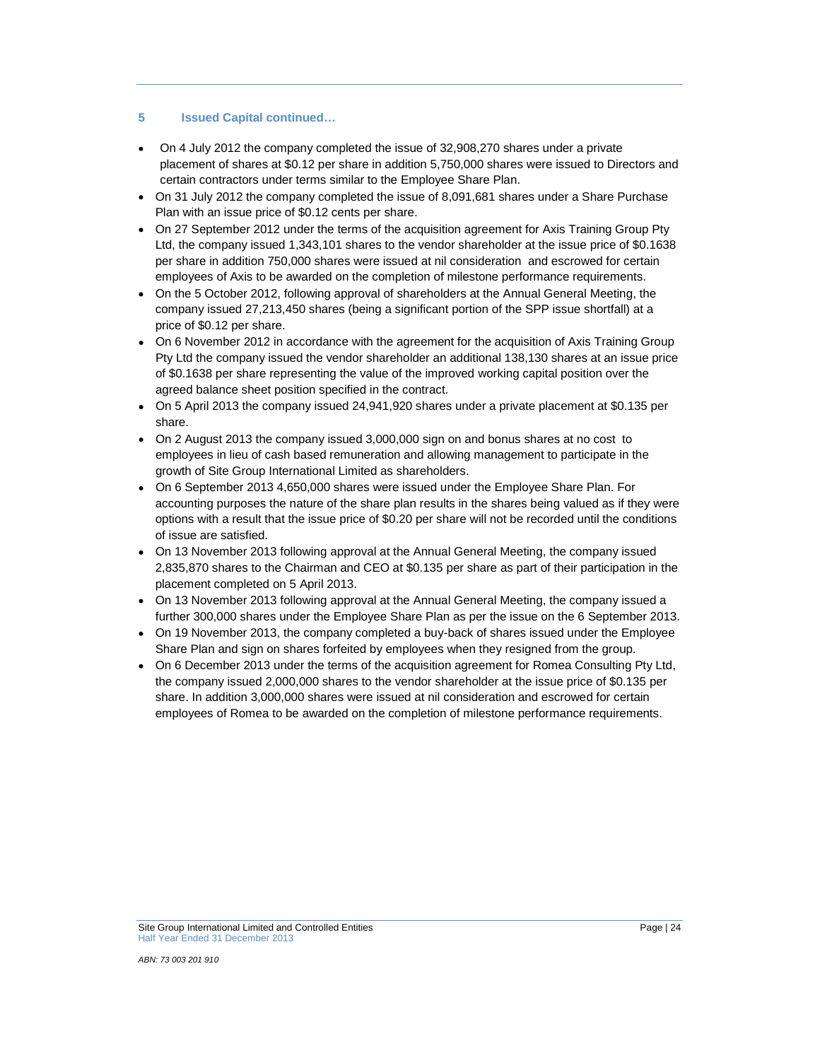## 5 Issued Capital continued…

- On 4 July 2012 the company completed the issue of 32,908,270 shares under a private placement of shares at $0.12 per share in addition 5,750,000 shares were issued to Directors and certain contractors under terms similar to the Employee Share Plan.
- On 31 July 2012 the company completed the issue of 8,091,681 shares under a Share Purchase Plan with an issue price of $0.12 cents per share.
- On 27 September 2012 under the terms of the acquisition agreement for Axis Training Group Pty Ltd, the company issued 1,343,101 shares to the vendor shareholder at the issue price of $0.1638 per share in addition 750,000 shares were issued at nil consideration and escrowed for certain employees of Axis to be awarded on the completion of milestone performance requirements.
- On the 5 October 2012, following approval of shareholders at the Annual General Meeting, the company issued 27,213,450 shares (being a significant portion of the SPP issue shortfall) at a price of $0.12 per share.
- On 6 November 2012 in accordance with the agreement for the acquisition of Axis Training Group Pty Ltd the company issued the vendor shareholder an additional 138,130 shares at an issue price of $0.1638 per share representing the value of the improved working capital position over the agreed balance sheet position specified in the contract.
- On 5 April 2013 the company issued 24,941,920 shares under a private placement at $0.135 per share.
- On 2 August 2013 the company issued 3,000,000 sign on and bonus shares at no cost to employees in lieu of cash based remuneration and allowing management to participate in the growth of Site Group International Limited as shareholders.
- On 6 September 2013 4,650,000 shares were issued under the Employee Share Plan. For accounting purposes the nature of the share plan results in the shares being valued as if they were options with a result that the issue price of $0.20 per share will not be recorded until the conditions of issue are satisfied.
- On 13 November 2013 following approval at the Annual General Meeting, the company issued 2,835,870 shares to the Chairman and CEO at $0.135 per share as part of their participation in the placement completed on 5 April 2013.
- On 13 November 2013 following approval at the Annual General Meeting, the company issued a further 300,000 shares under the Employee Share Plan as per the issue on the 6 September 2013.
- On 19 November 2013, the company completed a buy-back of shares issued under the Employee Share Plan and sign on shares forfeited by employees when they resigned from the group.
- On 6 December 2013 under the terms of the acquisition agreement for Romea Consulting Pty Ltd, the company issued 2,000,000 shares to the vendor shareholder at the issue price of $0.135 per share. In addition 3,000,000 shares were issued at nil consideration and escrowed for certain employees of Romea to be awarded on the completion of milestone performance requirements.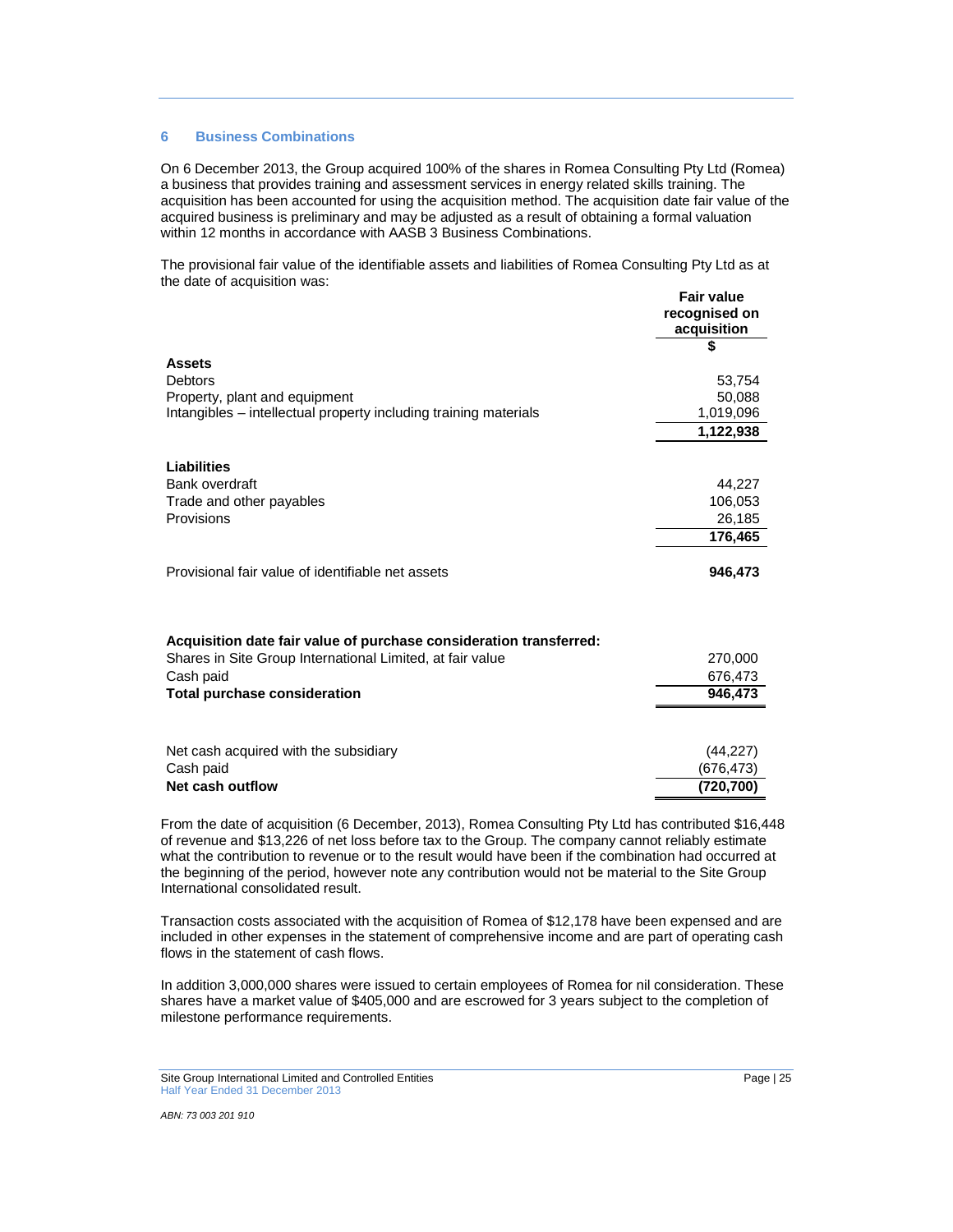## 6 Business Combinations

On 6 December 2013, the Group acquired 100% of the shares in Romea Consulting Pty Ltd (Romea) a business that provides training and assessment services in energy related skills training. The acquisition has been accounted for using the acquisition method. The acquisition date fair value of the acquired business is preliminary and may be adjusted as a result of obtaining a formal valuation within 12 months in accordance with AASB 3 Business Combinations.

The provisional fair value of the identifiable assets and liabilities of Romea Consulting Pty Ltd as at the date of acquisition was:

| | Fair value recognised on acquisition |
|---|---|
| | $ |
| **Assets** | |
| Debtors | 53,754 |
| Property, plant and equipment | 50,088 |
| Intangibles – intellectual property including training materials | 1,019,096 |
| | **1,122,938** |
| **Liabilities** | |
| Bank overdraft | 44,227 |
| Trade and other payables | 106,053 |
| Provisions | 26,185 |
| | **176,465** |
| Provisional fair value of identifiable net assets | **946,473** |
| **Acquisition date fair value of purchase consideration transferred:** | |
| Shares in Site Group International Limited, at fair value | 270,000 |
| Cash paid | 676,473 |
| **Total purchase consideration** | **946,473** |
| Net cash acquired with the subsidiary | (44,227) |
| Cash paid | (676,473) |
| **Net cash outflow** | **(720,700)** |

From the date of acquisition (6 December, 2013), Romea Consulting Pty Ltd has contributed $16,448 of revenue and $13,226 of net loss before tax to the Group. The company cannot reliably estimate what the contribution to revenue or to the result would have been if the combination had occurred at the beginning of the period, however note any contribution would not be material to the Site Group International consolidated result.

Transaction costs associated with the acquisition of Romea of $12,178 have been expensed and are included in other expenses in the statement of comprehensive income and are part of operating cash flows in the statement of cash flows.

In addition 3,000,000 shares were issued to certain employees of Romea for nil consideration. These shares have a market value of $405,000 and are escrowed for 3 years subject to the completion of milestone performance requirements.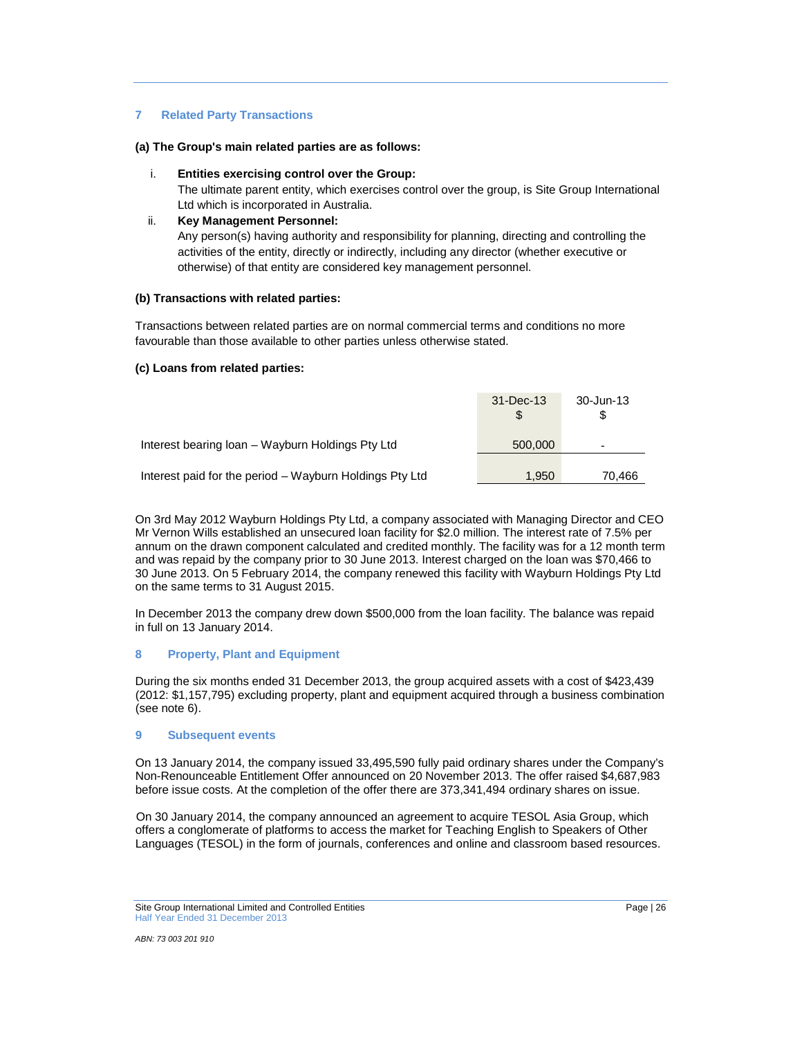## 7 Related Party Transactions

**(a) The Group's main related parties are as follows:**

i. **Entities exercising control over the Group:**
The ultimate parent entity, which exercises control over the group, is Site Group International Ltd which is incorporated in Australia.

ii. **Key Management Personnel:**
Any person(s) having authority and responsibility for planning, directing and controlling the activities of the entity, directly or indirectly, including any director (whether executive or otherwise) of that entity are considered key management personnel.

**(b) Transactions with related parties:**

Transactions between related parties are on normal commercial terms and conditions no more favourable than those available to other parties unless otherwise stated.

**(c) Loans from related parties:**

| | 31-Dec-13 $ | 30-Jun-13 $ |
|---|---|---|
| Interest bearing loan – Wayburn Holdings Pty Ltd | 500,000 | - |
| Interest paid for the period – Wayburn Holdings Pty Ltd | 1,950 | 70,466 |

On 3rd May 2012 Wayburn Holdings Pty Ltd, a company associated with Managing Director and CEO Mr Vernon Wills established an unsecured loan facility for $2.0 million. The interest rate of 7.5% per annum on the drawn component calculated and credited monthly. The facility was for a 12 month term and was repaid by the company prior to 30 June 2013. Interest charged on the loan was $70,466 to 30 June 2013. On 5 February 2014, the company renewed this facility with Wayburn Holdings Pty Ltd on the same terms to 31 August 2015.

In December 2013 the company drew down $500,000 from the loan facility. The balance was repaid in full on 13 January 2014.

## 8 Property, Plant and Equipment

During the six months ended 31 December 2013, the group acquired assets with a cost of $423,439 (2012: $1,157,795) excluding property, plant and equipment acquired through a business combination (see note 6).

## 9 Subsequent events

On 13 January 2014, the company issued 33,495,590 fully paid ordinary shares under the Company's Non-Renounceable Entitlement Offer announced on 20 November 2013. The offer raised $4,687,983 before issue costs. At the completion of the offer there are 373,341,494 ordinary shares on issue.

On 30 January 2014, the company announced an agreement to acquire TESOL Asia Group, which offers a conglomerate of platforms to access the market for Teaching English to Speakers of Other Languages (TESOL) in the form of journals, conferences and online and classroom based resources.